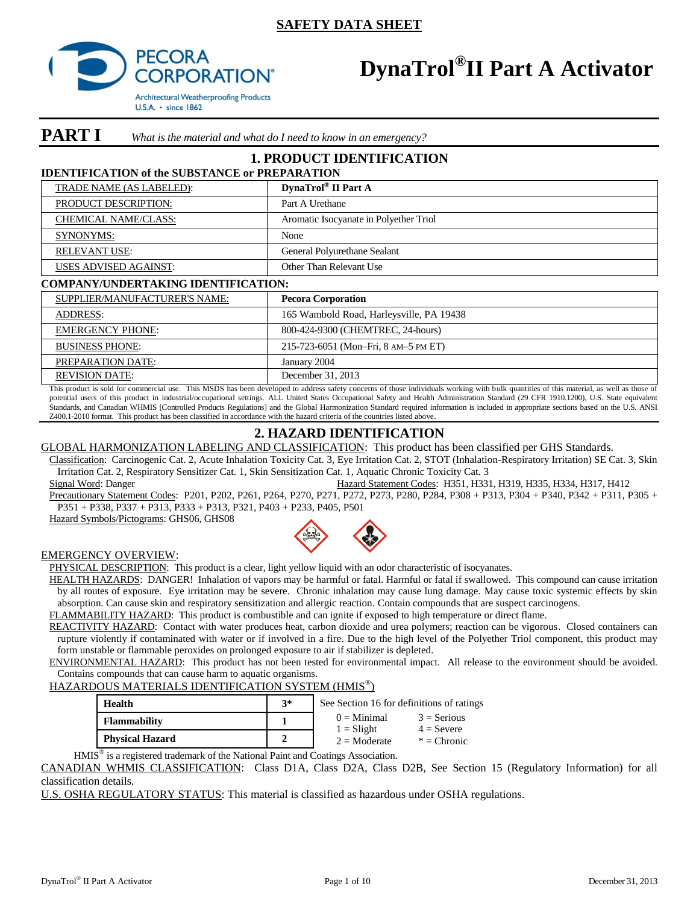**SAFETY DATA SHEET**

PECORA CORPORATION®
Architectural Weatherproofing Products
U.S.A. • since 1862

# DynaTrol® II Part A Activator

## PART I *What is the material and what do I need to know in an emergency?*

## 1. PRODUCT IDENTIFICATION

### IDENTIFICATION of the SUBSTANCE or PREPARATION

| | |
|---|---|
| TRADE NAME (AS LABELED): | **DynaTrol® II Part A** |
| PRODUCT DESCRIPTION: | Part A Urethane |
| CHEMICAL NAME/CLASS: | Aromatic Isocyanate in Polyether Triol |
| SYNONYMS: | None |
| RELEVANT USE: | General Polyurethane Sealant |
| USES ADVISED AGAINST: | Other Than Relevant Use |

### COMPANY/UNDERTAKING IDENTIFICATION:

| | |
|---|---|
| SUPPLIER/MANUFACTURER'S NAME: | **Pecora Corporation** |
| ADDRESS: | 165 Wambold Road, Harleysville, PA 19438 |
| EMERGENCY PHONE: | 800-424-9300 (CHEMTREC, 24-hours) |
| BUSINESS PHONE: | 215-723-6051 (Mon–Fri, 8 AM–5 PM ET) |
| PREPARATION DATE: | January 2004 |
| REVISION DATE: | December 31, 2013 |

This product is sold for commercial use. This MSDS has been developed to address safety concerns of those individuals working with bulk quantities of this material, as well as those of potential users of this product in industrial/occupational settings. ALL United States Occupational Safety and Health Administration Standard (29 CFR 1910.1200), U.S. State equivalent Standards, and Canadian WHMIS [Controlled Products Regulations] and the Global Harmonization Standard required information is included in appropriate sections based on the U.S. ANSI Z400.1-2010 format. This product has been classified in accordance with the hazard criteria of the countries listed above.

## 2. HAZARD IDENTIFICATION

GLOBAL HARMONIZATION LABELING AND CLASSIFICATION: This product has been classified per GHS Standards.

Classification: Carcinogenic Cat. 2, Acute Inhalation Toxicity Cat. 3, Eye Irritation Cat. 2, STOT (Inhalation-Respiratory Irritation) SE Cat. 3, Skin Irritation Cat. 2, Respiratory Sensitizer Cat. 1, Skin Sensitization Cat. 1, Aquatic Chronic Toxicity Cat. 3

Signal Word: Danger

Hazard Statement Codes: H351, H331, H319, H335, H334, H317, H412

Precautionary Statement Codes: P201, P202, P261, P264, P270, P271, P272, P273, P280, P284, P308 + P313, P304 + P340, P342 + P311, P305 + P351 + P338, P337 + P313, P333 + P313, P321, P403 + P233, P405, P501

Hazard Symbols/Pictograms: GHS06, GHS08

EMERGENCY OVERVIEW:

PHYSICAL DESCRIPTION: This product is a clear, light yellow liquid with an odor characteristic of isocyanates.

HEALTH HAZARDS: DANGER! Inhalation of vapors may be harmful or fatal. Harmful or fatal if swallowed. This compound can cause irritation by all routes of exposure. Eye irritation may be severe. Chronic inhalation may cause lung damage. May cause toxic systemic effects by skin absorption. Can cause skin and respiratory sensitization and allergic reaction. Contain compounds that are suspect carcinogens.

FLAMMABILITY HAZARD: This product is combustible and can ignite if exposed to high temperature or direct flame.

REACTIVITY HAZARD: Contact with water produces heat, carbon dioxide and urea polymers; reaction can be vigorous. Closed containers can rupture violently if contaminated with water or if involved in a fire. Due to the high level of the Polyether Triol component, this product may form unstable or flammable peroxides on prolonged exposure to air if stabilizer is depleted.

ENVIRONMENTAL HAZARD: This product has not been tested for environmental impact. All release to the environment should be avoided. Contains compounds that can cause harm to aquatic organisms.

HAZARDOUS MATERIALS IDENTIFICATION SYSTEM (HMIS®)

| | |
|---|---|
| **Health** | **3*** |
| **Flammability** | **1** |
| **Physical Hazard** | **2** |

See Section 16 for definitions of ratings

0 = Minimal, 1 = Slight, 2 = Moderate, 3 = Serious, 4 = Severe, * = Chronic

HMIS® is a registered trademark of the National Paint and Coatings Association.

CANADIAN WHMIS CLASSIFICATION: Class D1A, Class D2A, Class D2B, See Section 15 (Regulatory Information) for all classification details.

U.S. OSHA REGULATORY STATUS: This material is classified as hazardous under OSHA regulations.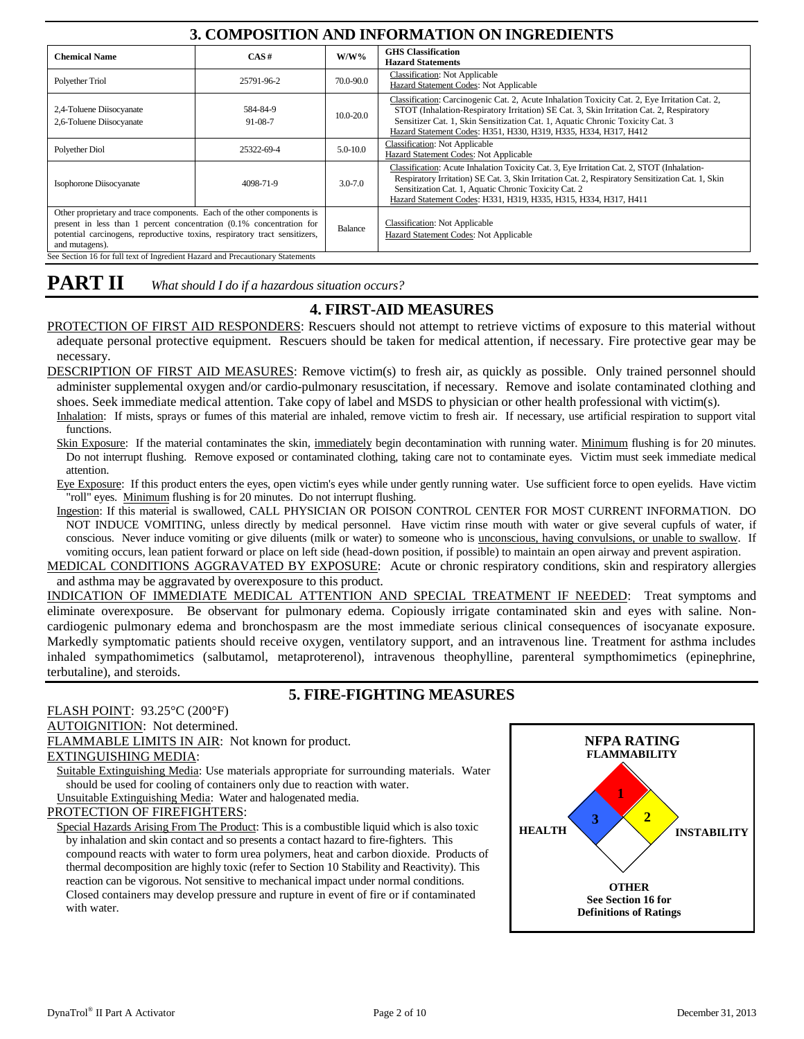## 3. COMPOSITION AND INFORMATION ON INGREDIENTS

| Chemical Name | CAS # | W/W% | GHS Classification<br>Hazard Statements |
|---|---|---|---|
| Polyether Triol | 25791-96-2 | 70.0-90.0 | Classification: Not Applicable<br>Hazard Statement Codes: Not Applicable |
| 2,4-Toluene Diisocyanate<br>2,6-Toluene Diisocyanate | 584-84-9<br>91-08-7 | 10.0-20.0 | Classification: Carcinogenic Cat. 2, Acute Inhalation Toxicity Cat. 2, Eye Irritation Cat. 2, STOT (Inhalation-Respiratory Irritation) SE Cat. 3, Skin Irritation Cat. 2, Respiratory Sensitizer Cat. 1, Skin Sensitization Cat. 1, Aquatic Chronic Toxicity Cat. 3<br>Hazard Statement Codes: H351, H330, H319, H335, H334, H317, H412 |
| Polyether Diol | 25322-69-4 | 5.0-10.0 | Classification: Not Applicable<br>Hazard Statement Codes: Not Applicable |
| Isophorone Diisocyanate | 4098-71-9 | 3.0-7.0 | Classification: Acute Inhalation Toxicity Cat. 3, Eye Irritation Cat. 2, STOT (Inhalation-Respiratory Irritation) SE Cat. 3, Skin Irritation Cat. 2, Respiratory Sensitization Cat. 1, Skin Sensitization Cat. 1, Aquatic Chronic Toxicity Cat. 2<br>Hazard Statement Codes: H331, H319, H335, H315, H334, H317, H411 |
| Other proprietary and trace components. Each of the other components is present in less than 1 percent concentration (0.1% concentration for potential carcinogens, reproductive toxins, respiratory tract sensitizers, and mutagens). | | Balance | Classification: Not Applicable<br>Hazard Statement Codes: Not Applicable |

See Section 16 for full text of Ingredient Hazard and Precautionary Statements

# PART II *What should I do if a hazardous situation occurs?*

## 4. FIRST-AID MEASURES

PROTECTION OF FIRST AID RESPONDERS: Rescuers should not attempt to retrieve victims of exposure to this material without adequate personal protective equipment. Rescuers should be taken for medical attention, if necessary. Fire protective gear may be necessary.

DESCRIPTION OF FIRST AID MEASURES: Remove victim(s) to fresh air, as quickly as possible. Only trained personnel should administer supplemental oxygen and/or cardio-pulmonary resuscitation, if necessary. Remove and isolate contaminated clothing and shoes. Seek immediate medical attention. Take copy of label and MSDS to physician or other health professional with victim(s).

Inhalation: If mists, sprays or fumes of this material are inhaled, remove victim to fresh air. If necessary, use artificial respiration to support vital functions.

Skin Exposure: If the material contaminates the skin, immediately begin decontamination with running water. Minimum flushing is for 20 minutes. Do not interrupt flushing. Remove exposed or contaminated clothing, taking care not to contaminate eyes. Victim must seek immediate medical attention.

Eye Exposure: If this product enters the eyes, open victim's eyes while under gently running water. Use sufficient force to open eyelids. Have victim "roll" eyes. Minimum flushing is for 20 minutes. Do not interrupt flushing.

Ingestion: If this material is swallowed, CALL PHYSICIAN OR POISON CONTROL CENTER FOR MOST CURRENT INFORMATION. DO NOT INDUCE VOMITING, unless directly by medical personnel. Have victim rinse mouth with water or give several cupfuls of water, if conscious. Never induce vomiting or give diluents (milk or water) to someone who is unconscious, having convulsions, or unable to swallow. If vomiting occurs, lean patient forward or place on left side (head-down position, if possible) to maintain an open airway and prevent aspiration.

MEDICAL CONDITIONS AGGRAVATED BY EXPOSURE: Acute or chronic respiratory conditions, skin and respiratory allergies and asthma may be aggravated by overexposure to this product.

INDICATION OF IMMEDIATE MEDICAL ATTENTION AND SPECIAL TREATMENT IF NEEDED: Treat symptoms and eliminate overexposure. Be observant for pulmonary edema. Copiously irrigate contaminated skin and eyes with saline. Non-cardiogenic pulmonary edema and bronchospasm are the most immediate serious clinical consequences of isocyanate exposure. Markedly symptomatic patients should receive oxygen, ventilatory support, and an intravenous line. Treatment for asthma includes inhaled sympathomimetics (salbutamol, metaproterenol), intravenous theophylline, parenteral sympthomimetics (epinephrine, terbutaline), and steroids.

## 5. FIRE-FIGHTING MEASURES

FLASH POINT: 93.25°C (200°F)

AUTOIGNITION: Not determined.

FLAMMABLE LIMITS IN AIR: Not known for product.

EXTINGUISHING MEDIA:

Suitable Extinguishing Media: Use materials appropriate for surrounding materials. Water should be used for cooling of containers only due to reaction with water.

Unsuitable Extinguishing Media: Water and halogenated media.

PROTECTION OF FIREFIGHTERS:

Special Hazards Arising From The Product: This is a combustible liquid which is also toxic by inhalation and skin contact and so presents a contact hazard to fire-fighters. This compound reacts with water to form urea polymers, heat and carbon dioxide. Products of thermal decomposition are highly toxic (refer to Section 10 Stability and Reactivity). This reaction can be vigorous. Not sensitive to mechanical impact under normal conditions. Closed containers may develop pressure and rupture in event of fire or if contaminated with water.

**NFPA RATING**

| FLAMMABILITY | HEALTH | INSTABILITY | OTHER |
|---|---|---|---|
| 1 | 3 | 2 | |

**OTHER**
**See Section 16 for Definitions of Ratings**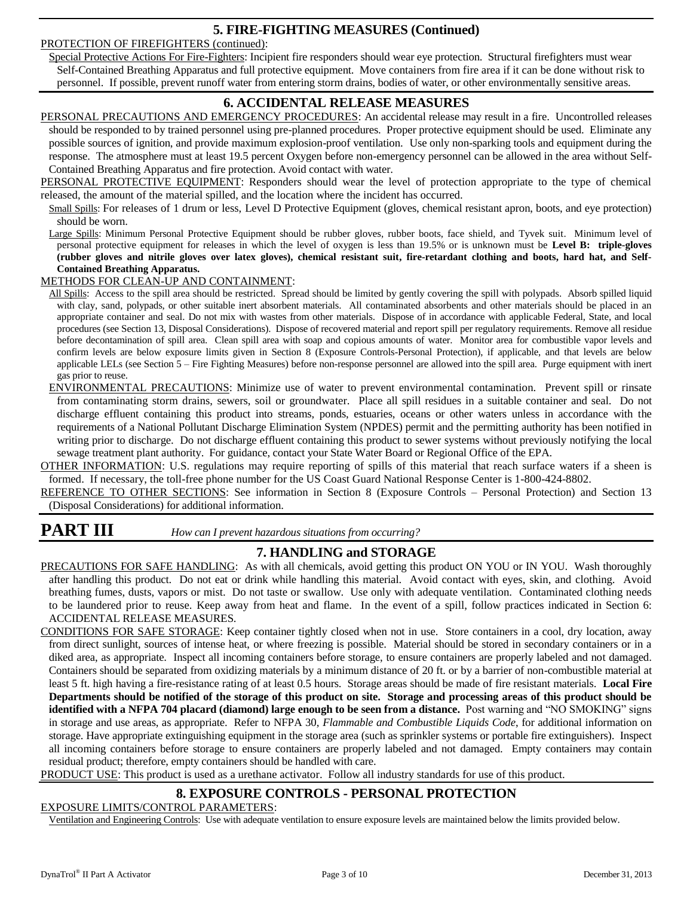## 5. FIRE-FIGHTING MEASURES (Continued)

PROTECTION OF FIREFIGHTERS (continued):

Special Protective Actions For Fire-Fighters: Incipient fire responders should wear eye protection. Structural firefighters must wear Self-Contained Breathing Apparatus and full protective equipment. Move containers from fire area if it can be done without risk to personnel. If possible, prevent runoff water from entering storm drains, bodies of water, or other environmentally sensitive areas.

## 6. ACCIDENTAL RELEASE MEASURES

PERSONAL PRECAUTIONS AND EMERGENCY PROCEDURES: An accidental release may result in a fire. Uncontrolled releases should be responded to by trained personnel using pre-planned procedures. Proper protective equipment should be used. Eliminate any possible sources of ignition, and provide maximum explosion-proof ventilation. Use only non-sparking tools and equipment during the response. The atmosphere must at least 19.5 percent Oxygen before non-emergency personnel can be allowed in the area without Self-Contained Breathing Apparatus and fire protection. Avoid contact with water.

PERSONAL PROTECTIVE EQUIPMENT: Responders should wear the level of protection appropriate to the type of chemical released, the amount of the material spilled, and the location where the incident has occurred.

Small Spills: For releases of 1 drum or less, Level D Protective Equipment (gloves, chemical resistant apron, boots, and eye protection) should be worn.

Large Spills: Minimum Personal Protective Equipment should be rubber gloves, rubber boots, face shield, and Tyvek suit. Minimum level of personal protective equipment for releases in which the level of oxygen is less than 19.5% or is unknown must be **Level B: triple-gloves (rubber gloves and nitrile gloves over latex gloves), chemical resistant suit, fire-retardant clothing and boots, hard hat, and Self-Contained Breathing Apparatus.**

METHODS FOR CLEAN-UP AND CONTAINMENT:

All Spills: Access to the spill area should be restricted. Spread should be limited by gently covering the spill with polypads. Absorb spilled liquid with clay, sand, polypads, or other suitable inert absorbent materials. All contaminated absorbents and other materials should be placed in an appropriate container and seal. Do not mix with wastes from other materials. Dispose of in accordance with applicable Federal, State, and local procedures (see Section 13, Disposal Considerations). Dispose of recovered material and report spill per regulatory requirements. Remove all residue before decontamination of spill area. Clean spill area with soap and copious amounts of water. Monitor area for combustible vapor levels and confirm levels are below exposure limits given in Section 8 (Exposure Controls-Personal Protection), if applicable, and that levels are below applicable LELs (see Section 5 – Fire Fighting Measures) before non-response personnel are allowed into the spill area. Purge equipment with inert gas prior to reuse.

ENVIRONMENTAL PRECAUTIONS: Minimize use of water to prevent environmental contamination. Prevent spill or rinsate from contaminating storm drains, sewers, soil or groundwater. Place all spill residues in a suitable container and seal. Do not discharge effluent containing this product into streams, ponds, estuaries, oceans or other waters unless in accordance with the requirements of a National Pollutant Discharge Elimination System (NPDES) permit and the permitting authority has been notified in writing prior to discharge. Do not discharge effluent containing this product to sewer systems without previously notifying the local sewage treatment plant authority. For guidance, contact your State Water Board or Regional Office of the EPA.

OTHER INFORMATION: U.S. regulations may require reporting of spills of this material that reach surface waters if a sheen is formed. If necessary, the toll-free phone number for the US Coast Guard National Response Center is 1-800-424-8802.

REFERENCE TO OTHER SECTIONS: See information in Section 8 (Exposure Controls – Personal Protection) and Section 13 (Disposal Considerations) for additional information.

# PART III *How can I prevent hazardous situations from occurring?*

## 7. HANDLING and STORAGE

PRECAUTIONS FOR SAFE HANDLING: As with all chemicals, avoid getting this product ON YOU or IN YOU. Wash thoroughly after handling this product. Do not eat or drink while handling this material. Avoid contact with eyes, skin, and clothing. Avoid breathing fumes, dusts, vapors or mist. Do not taste or swallow. Use only with adequate ventilation. Contaminated clothing needs to be laundered prior to reuse. Keep away from heat and flame. In the event of a spill, follow practices indicated in Section 6: ACCIDENTAL RELEASE MEASURES.

CONDITIONS FOR SAFE STORAGE: Keep container tightly closed when not in use. Store containers in a cool, dry location, away from direct sunlight, sources of intense heat, or where freezing is possible. Material should be stored in secondary containers or in a diked area, as appropriate. Inspect all incoming containers before storage, to ensure containers are properly labeled and not damaged. Containers should be separated from oxidizing materials by a minimum distance of 20 ft. or by a barrier of non-combustible material at least 5 ft. high having a fire-resistance rating of at least 0.5 hours. Storage areas should be made of fire resistant materials. **Local Fire Departments should be notified of the storage of this product on site. Storage and processing areas of this product should be identified with a NFPA 704 placard (diamond) large enough to be seen from a distance.** Post warning and "NO SMOKING" signs in storage and use areas, as appropriate. Refer to NFPA 30, *Flammable and Combustible Liquids Code*, for additional information on storage. Have appropriate extinguishing equipment in the storage area (such as sprinkler systems or portable fire extinguishers). Inspect all incoming containers before storage to ensure containers are properly labeled and not damaged. Empty containers may contain residual product; therefore, empty containers should be handled with care.

PRODUCT USE: This product is used as a urethane activator. Follow all industry standards for use of this product.

## 8. EXPOSURE CONTROLS - PERSONAL PROTECTION

EXPOSURE LIMITS/CONTROL PARAMETERS:

Ventilation and Engineering Controls: Use with adequate ventilation to ensure exposure levels are maintained below the limits provided below.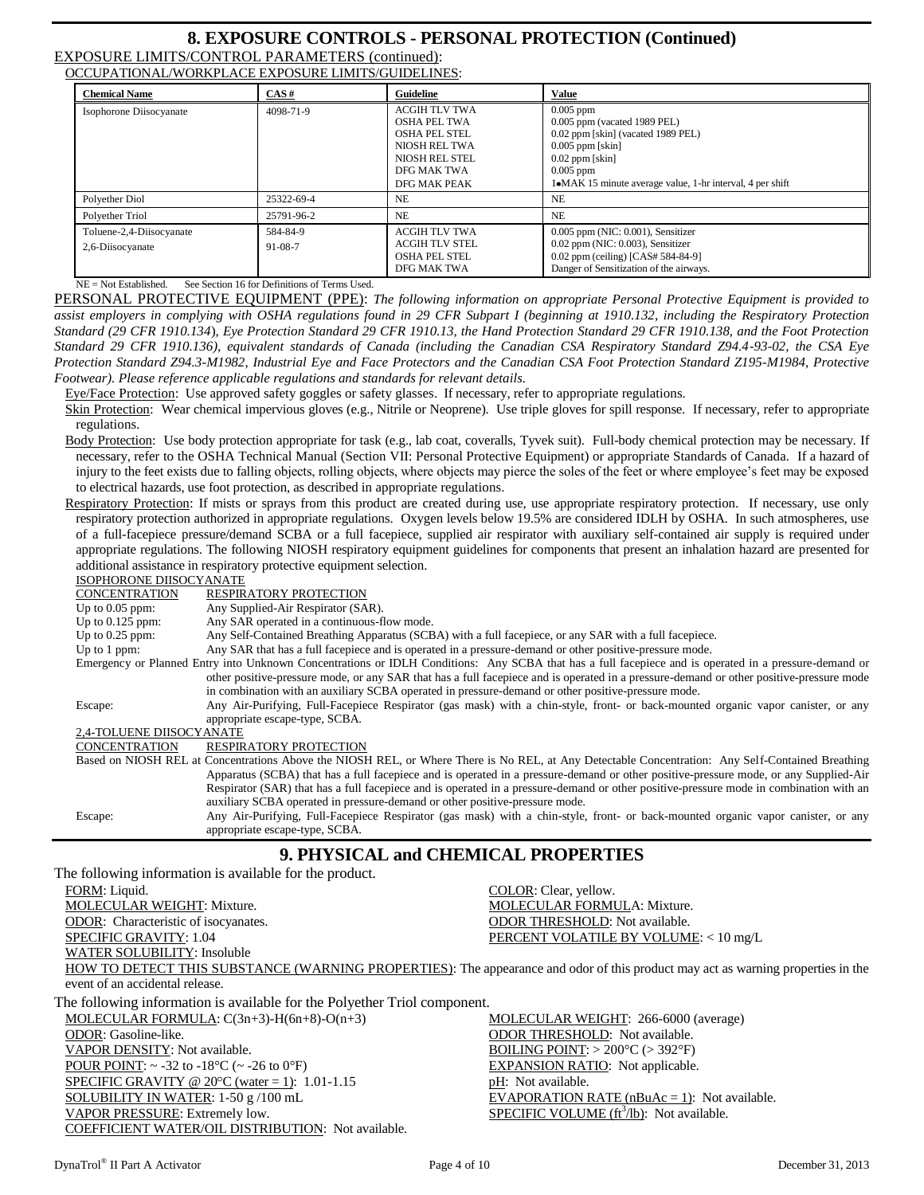## 8. EXPOSURE CONTROLS - PERSONAL PROTECTION (Continued)

EXPOSURE LIMITS/CONTROL PARAMETERS (continued):

OCCUPATIONAL/WORKPLACE EXPOSURE LIMITS/GUIDELINES:

| Chemical Name | CAS # | Guideline | Value |
|---|---|---|---|
| Isophorone Diisocyanate | 4098-71-9 | ACGIH TLV TWA<br>OSHA PEL TWA<br>OSHA PEL STEL<br>NIOSH REL TWA<br>NIOSH REL STEL<br>DFG MAK TWA<br>DFG MAK PEAK | 0.005 ppm<br>0.005 ppm (vacated 1989 PEL)<br>0.02 ppm [skin] (vacated 1989 PEL)<br>0.005 ppm [skin]<br>0.02 ppm [skin]<br>0.005 ppm<br>1•MAK 15 minute average value, 1-hr interval, 4 per shift |
| Polyether Diol | 25322-69-4 | NE | NE |
| Polyether Triol | 25791-96-2 | NE | NE |
| Toluene-2,4-Diisocyanate<br>2,6-Diisocyanate | 584-84-9<br>91-08-7 | ACGIH TLV TWA<br>ACGIH TLV STEL<br>OSHA PEL STEL<br>DFG MAK TWA | 0.005 ppm (NIC: 0.001), Sensitizer<br>0.02 ppm (NIC: 0.003), Sensitizer<br>0.02 ppm (ceiling) [CAS# 584-84-9]<br>Danger of Sensitization of the airways. |

NE = Not Established. See Section 16 for Definitions of Terms Used.

PERSONAL PROTECTIVE EQUIPMENT (PPE): *The following information on appropriate Personal Protective Equipment is provided to assist employers in complying with OSHA regulations found in 29 CFR Subpart I (beginning at 1910.132, including the Respiratory Protection Standard (29 CFR 1910.134), Eye Protection Standard 29 CFR 1910.13, the Hand Protection Standard 29 CFR 1910.138, and the Foot Protection Standard 29 CFR 1910.136), equivalent standards of Canada (including the Canadian CSA Respiratory Standard Z94.4-93-02, the CSA Eye Protection Standard Z94.3-M1982, Industrial Eye and Face Protectors and the Canadian CSA Foot Protection Standard Z195-M1984, Protective Footwear). Please reference applicable regulations and standards for relevant details.*

Eye/Face Protection: Use approved safety goggles or safety glasses. If necessary, refer to appropriate regulations.

Skin Protection: Wear chemical impervious gloves (e.g., Nitrile or Neoprene). Use triple gloves for spill response. If necessary, refer to appropriate regulations.

Body Protection: Use body protection appropriate for task (e.g., lab coat, coveralls, Tyvek suit). Full-body chemical protection may be necessary. If necessary, refer to the OSHA Technical Manual (Section VII: Personal Protective Equipment) or appropriate Standards of Canada. If a hazard of injury to the feet exists due to falling objects, rolling objects, where objects may pierce the soles of the feet or where employee's feet may be exposed to electrical hazards, use foot protection, as described in appropriate regulations.

Respiratory Protection: If mists or sprays from this product are created during use, use appropriate respiratory protection. If necessary, use only respiratory protection authorized in appropriate regulations. Oxygen levels below 19.5% are considered IDLH by OSHA. In such atmospheres, use of a full-facepiece pressure/demand SCBA or a full facepiece, supplied air respirator with auxiliary self-contained air supply is required under appropriate regulations. The following NIOSH respiratory equipment guidelines for components that present an inhalation hazard are presented for additional assistance in respiratory protective equipment selection.

ISOPHORONE DIISOCYANATE

| CONCENTRATION | RESPIRATORY PROTECTION |
|---|---|
| Up to 0.05 ppm: | Any Supplied-Air Respirator (SAR). |
| Up to 0.125 ppm: | Any SAR operated in a continuous-flow mode. |
| Up to 0.25 ppm: | Any Self-Contained Breathing Apparatus (SCBA) with a full facepiece, or any SAR with a full facepiece. |
| Up to 1 ppm: | Any SAR that has a full facepiece and is operated in a pressure-demand or other positive-pressure mode. |
| Emergency or Planned Entry into Unknown Concentrations or IDLH Conditions: | Any SCBA that has a full facepiece and is operated in a pressure-demand or other positive-pressure mode, or any SAR that has a full facepiece and is operated in a pressure-demand or other positive-pressure mode in combination with an auxiliary SCBA operated in pressure-demand or other positive-pressure mode. |
| Escape: | Any Air-Purifying, Full-Facepiece Respirator (gas mask) with a chin-style, front- or back-mounted organic vapor canister, or any appropriate escape-type, SCBA. |

2,4-TOLUENE DIISOCYANATE

| CONCENTRATION | RESPIRATORY PROTECTION |
|---|---|
| Based on NIOSH REL at Concentrations Above the NIOSH REL, or Where There is No REL, at Any Detectable Concentration: | Any Self-Contained Breathing Apparatus (SCBA) that has a full facepiece and is operated in a pressure-demand or other positive-pressure mode, or any Supplied-Air Respirator (SAR) that has a full facepiece and is operated in a pressure-demand or other positive-pressure mode in combination with an auxiliary SCBA operated in pressure-demand or other positive-pressure mode. |
| Escape: | Any Air-Purifying, Full-Facepiece Respirator (gas mask) with a chin-style, front- or back-mounted organic vapor canister, or any appropriate escape-type, SCBA. |

## 9. PHYSICAL and CHEMICAL PROPERTIES

The following information is available for the product.

FORM: Liquid.
COLOR: Clear, yellow.
MOLECULAR WEIGHT: Mixture.
MOLECULAR FORMULA: Mixture.
ODOR: Characteristic of isocyanates.
ODOR THRESHOLD: Not available.
SPECIFIC GRAVITY: 1.04
PERCENT VOLATILE BY VOLUME: < 10 mg/L
WATER SOLUBILITY: Insoluble

HOW TO DETECT THIS SUBSTANCE (WARNING PROPERTIES): The appearance and odor of this product may act as warning properties in the event of an accidental release.

The following information is available for the Polyether Triol component.

MOLECULAR FORMULA: $C(3n+3)$-$H(6n+8)$-$O(n+3)$
MOLECULAR WEIGHT: 266-6000 (average)
ODOR: Gasoline-like.
ODOR THRESHOLD: Not available.
VAPOR DENSITY: Not available.
BOILING POINT: > 200°C (> 392°F)
POUR POINT: ~ -32 to -18°C (~ -26 to 0°F)
EXPANSION RATIO: Not applicable.
SPECIFIC GRAVITY @ 20°C (water = 1): 1.01-1.15
pH: Not available.
SOLUBILITY IN WATER: 1-50 g /100 mL
EVAPORATION RATE (nBuAc = 1): Not available.
VAPOR PRESSURE: Extremely low.
SPECIFIC VOLUME ($ft^3$/lb): Not available.
COEFFICIENT WATER/OIL DISTRIBUTION: Not available.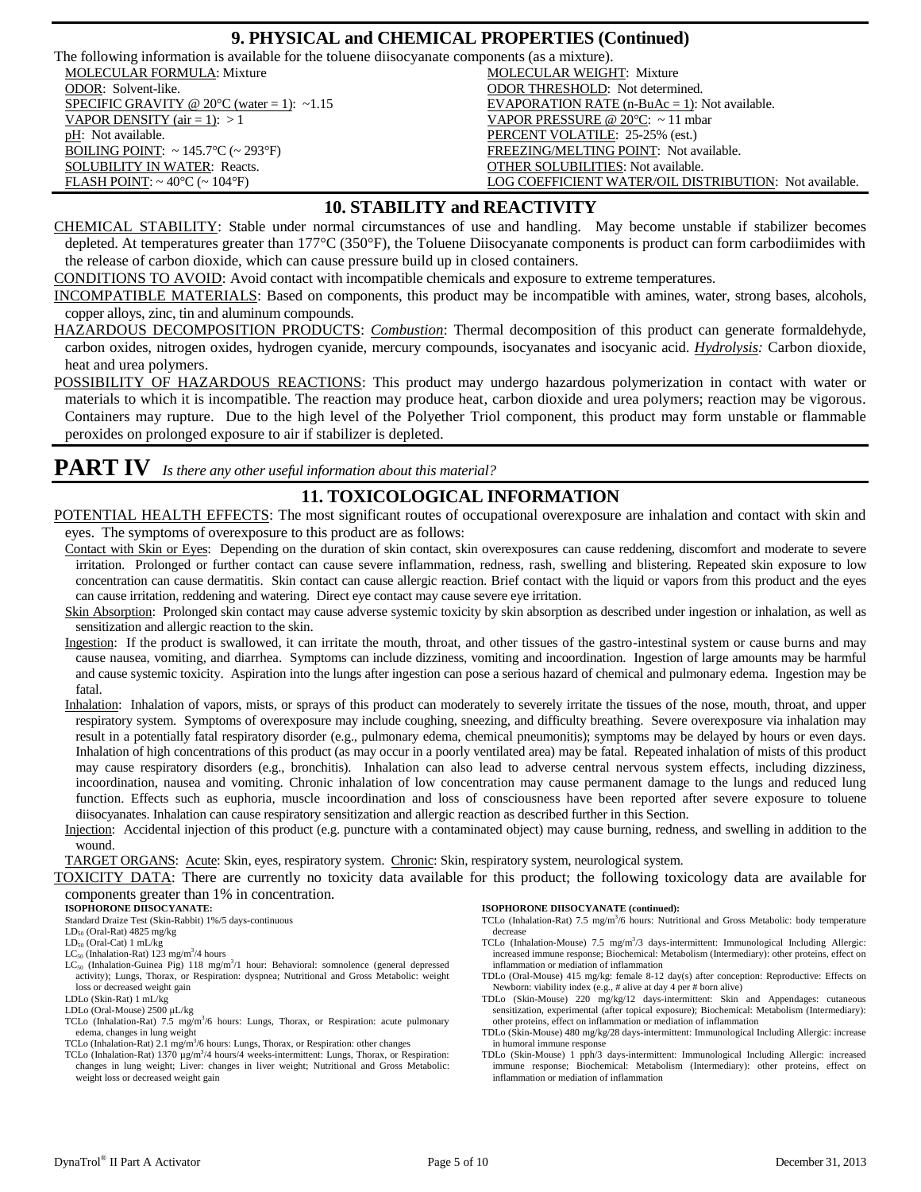## 9. PHYSICAL and CHEMICAL PROPERTIES (Continued)

The following information is available for the toluene diisocyanate components (as a mixture).

| | |
|---|---|
| MOLECULAR FORMULA: Mixture | MOLECULAR WEIGHT: Mixture |
| ODOR: Solvent-like. | ODOR THRESHOLD: Not determined. |
| SPECIFIC GRAVITY @ 20°C (water = 1): ~1.15 | EVAPORATION RATE (n-BuAc = 1): Not available. |
| VAPOR DENSITY (air = 1): > 1 | VAPOR PRESSURE @ 20°C: ~ 11 mbar |
| pH: Not available. | PERCENT VOLATILE: 25-25% (est.) |
| BOILING POINT: ~ 145.7°C (~ 293°F) | FREEZING/MELTING POINT: Not available. |
| SOLUBILITY IN WATER: Reacts. | OTHER SOLUBILITIES: Not available. |
| FLASH POINT: ~ 40°C (~ 104°F) | LOG COEFFICIENT WATER/OIL DISTRIBUTION: Not available. |

## 10. STABILITY and REACTIVITY

CHEMICAL STABILITY: Stable under normal circumstances of use and handling. May become unstable if stabilizer becomes depleted. At temperatures greater than 177°C (350°F), the Toluene Diisocyanate components is product can form carbodiimides with the release of carbon dioxide, which can cause pressure build up in closed containers.

CONDITIONS TO AVOID: Avoid contact with incompatible chemicals and exposure to extreme temperatures.

INCOMPATIBLE MATERIALS: Based on components, this product may be incompatible with amines, water, strong bases, alcohols, copper alloys, zinc, tin and aluminum compounds.

HAZARDOUS DECOMPOSITION PRODUCTS: *Combustion*: Thermal decomposition of this product can generate formaldehyde, carbon oxides, nitrogen oxides, hydrogen cyanide, mercury compounds, isocyanates and isocyanic acid. ***Hydrolysis:*** Carbon dioxide, heat and urea polymers.

POSSIBILITY OF HAZARDOUS REACTIONS: This product may undergo hazardous polymerization in contact with water or materials to which it is incompatible. The reaction may produce heat, carbon dioxide and urea polymers; reaction may be vigorous. Containers may rupture. Due to the high level of the Polyether Triol component, this product may form unstable or flammable peroxides on prolonged exposure to air if stabilizer is depleted.

# PART IV *Is there any other useful information about this material?*

## 11. TOXICOLOGICAL INFORMATION

POTENTIAL HEALTH EFFECTS: The most significant routes of occupational overexposure are inhalation and contact with skin and eyes. The symptoms of overexposure to this product are as follows:

Contact with Skin or Eyes: Depending on the duration of skin contact, skin overexposures can cause reddening, discomfort and moderate to severe irritation. Prolonged or further contact can cause severe inflammation, redness, rash, swelling and blistering. Repeated skin exposure to low concentration can cause dermatitis. Skin contact can cause allergic reaction. Brief contact with the liquid or vapors from this product and the eyes can cause irritation, reddening and watering. Direct eye contact may cause severe eye irritation.

Skin Absorption: Prolonged skin contact may cause adverse systemic toxicity by skin absorption as described under ingestion or inhalation, as well as sensitization and allergic reaction to the skin.

Ingestion: If the product is swallowed, it can irritate the mouth, throat, and other tissues of the gastro-intestinal system or cause burns and may cause nausea, vomiting, and diarrhea. Symptoms can include dizziness, vomiting and incoordination. Ingestion of large amounts may be harmful and cause systemic toxicity. Aspiration into the lungs after ingestion can pose a serious hazard of chemical and pulmonary edema. Ingestion may be fatal.

Inhalation: Inhalation of vapors, mists, or sprays of this product can moderately to severely irritate the tissues of the nose, mouth, throat, and upper respiratory system. Symptoms of overexposure may include coughing, sneezing, and difficulty breathing. Severe overexposure via inhalation may result in a potentially fatal respiratory disorder (e.g., pulmonary edema, chemical pneumonitis); symptoms may be delayed by hours or even days. Inhalation of high concentrations of this product (as may occur in a poorly ventilated area) may be fatal. Repeated inhalation of mists of this product may cause respiratory disorders (e.g., bronchitis). Inhalation can also lead to adverse central nervous system effects, including dizziness, incoordination, nausea and vomiting. Chronic inhalation of low concentration may cause permanent damage to the lungs and reduced lung function. Effects such as euphoria, muscle incoordination and loss of consciousness have been reported after severe exposure to toluene diisocyanates. Inhalation can cause respiratory sensitization and allergic reaction as described further in this Section.

Injection: Accidental injection of this product (e.g. puncture with a contaminated object) may cause burning, redness, and swelling in addition to the wound.

TARGET ORGANS: Acute: Skin, eyes, respiratory system. Chronic: Skin, respiratory system, neurological system.

TOXICITY DATA: There are currently no toxicity data available for this product; the following toxicology data are available for components greater than 1% in concentration.

**ISOPHORONE DIISOCYANATE:**

Standard Draize Test (Skin-Rabbit) 1%/5 days-continuous
$LD_{50}$ (Oral-Rat) 4825 mg/kg
$LD_{50}$ (Oral-Cat) 1 mL/kg
$LC_{50}$ (Inhalation-Rat) 123 mg/m$^3$/4 hours
$LC_{50}$ (Inhalation-Guinea Pig) 118 mg/m$^3$/1 hour: Behavioral: somnolence (general depressed activity); Lungs, Thorax, or Respiration: dyspnea; Nutritional and Gross Metabolic: weight loss or decreased weight gain
LDLo (Skin-Rat) 1 mL/kg
LDLo (Oral-Mouse) 2500 µL/kg
TCLo (Inhalation-Rat) 7.5 mg/m$^3$/6 hours: Lungs, Thorax, or Respiration: acute pulmonary edema, changes in lung weight
TCLo (Inhalation-Rat) 2.1 mg/m$^3$/6 hours: Lungs, Thorax, or Respiration: other changes
TCLo (Inhalation-Rat) 1370 µg/m$^3$/4 hours/4 weeks-intermittent: Lungs, Thorax, or Respiration: changes in lung weight; Liver: changes in liver weight; Nutritional and Gross Metabolic: weight loss or decreased weight gain

**ISOPHORONE DIISOCYANATE (continued):**

TCLo (Inhalation-Rat) 7.5 mg/m$^3$/6 hours: Nutritional and Gross Metabolic: body temperature decrease
TCLo (Inhalation-Mouse) 7.5 mg/m$^3$/3 days-intermittent: Immunological Including Allergic: increased immune response; Biochemical: Metabolism (Intermediary): other proteins, effect on inflammation or mediation of inflammation
TDLo (Oral-Mouse) 415 mg/kg: female 8-12 day(s) after conception: Reproductive: Effects on Newborn: viability index (e.g., # alive at day 4 per # born alive)
TDLo (Skin-Mouse) 220 mg/kg/12 days-intermittent: Skin and Appendages: cutaneous sensitization, experimental (after topical exposure); Biochemical: Metabolism (Intermediary): other proteins, effect on inflammation or mediation of inflammation
TDLo (Skin-Mouse) 480 mg/kg/28 days-intermittent: Immunological Including Allergic: increase in humoral immune response
TDLo (Skin-Mouse) 1 pph/3 days-intermittent: Immunological Including Allergic: increased immune response; Biochemical: Metabolism (Intermediary): other proteins, effect on inflammation or mediation of inflammation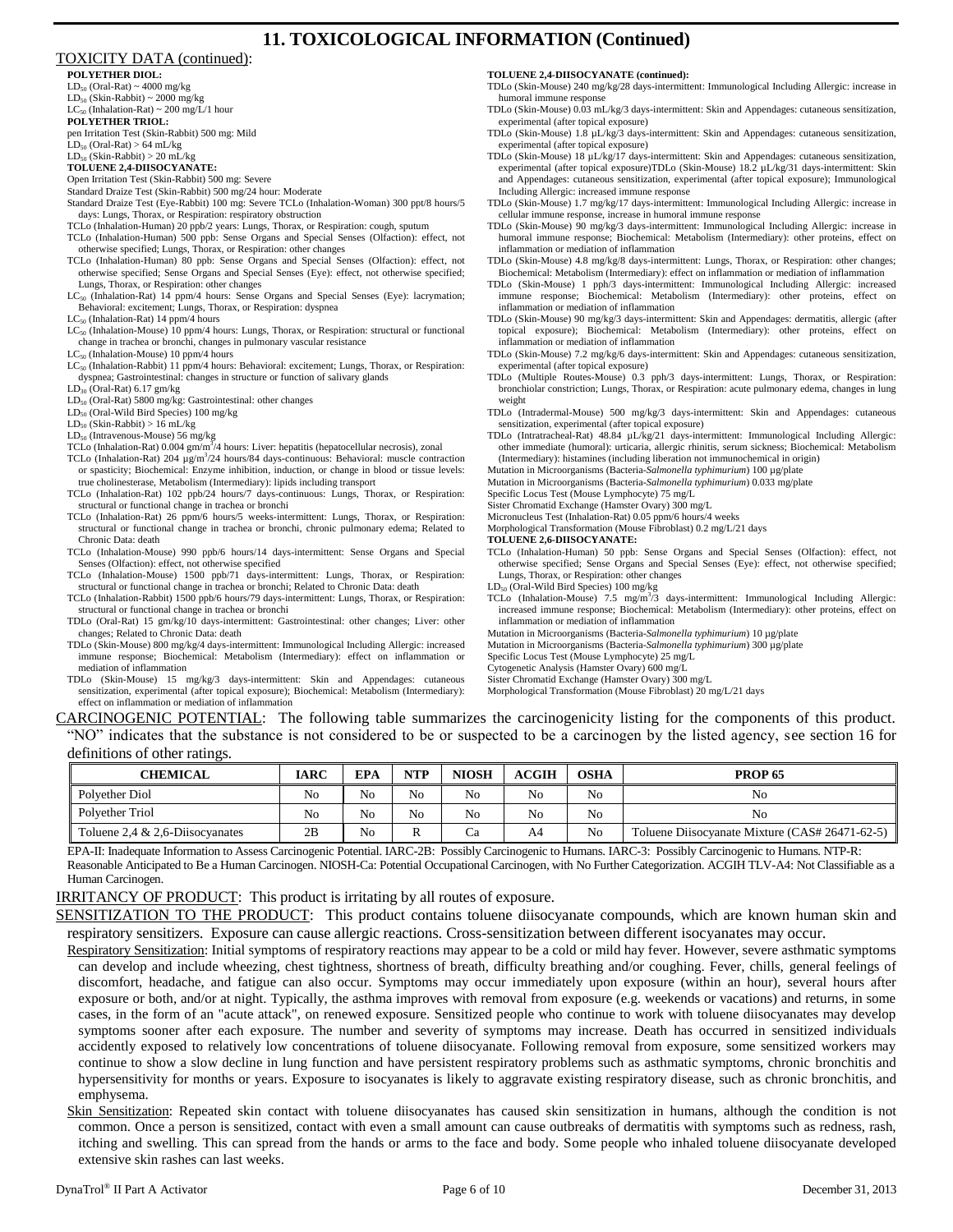# 11. TOXICOLOGICAL INFORMATION (Continued)

TOXICITY DATA (continued):

**POLYETHER DIOL:**

$LD_{50}$ (Oral-Rat) ~ 4000 mg/kg
$LD_{50}$ (Skin-Rabbit) ~ 2000 mg/kg
$LC_{50}$ (Inhalation-Rat) ~ 200 mg/L/1 hour

**POLYETHER TRIOL:**

pen Irritation Test (Skin-Rabbit) 500 mg: Mild
$LD_{50}$ (Oral-Rat) > 64 mL/kg
$LD_{50}$ (Skin-Rabbit) > 20 mL/kg

**TOLUENE 2,4-DIISOCYANATE:**

Open Irritation Test (Skin-Rabbit) 500 mg: Severe
Standard Draize Test (Skin-Rabbit) 500 mg/24 hour: Moderate
Standard Draize Test (Eye-Rabbit) 100 mg: Severe TCLo (Inhalation-Woman) 300 ppt/8 hours/5 days: Lungs, Thorax, or Respiration: respiratory obstruction
TCLo (Inhalation-Human) 20 ppb/2 years: Lungs, Thorax, or Respiration: cough, sputum
TCLo (Inhalation-Human) 500 ppb: Sense Organs and Special Senses (Olfaction): effect, not otherwise specified; Lungs, Thorax, or Respiration: other changes
TCLo (Inhalation-Human) 80 ppb: Sense Organs and Special Senses (Olfaction): effect, not otherwise specified; Sense Organs and Special Senses (Eye): effect, not otherwise specified; Lungs, Thorax, or Respiration: other changes
$LC_{50}$ (Inhalation-Rat) 14 ppm/4 hours: Sense Organs and Special Senses (Eye): lacrymation; Behavioral: excitement; Lungs, Thorax, or Respiration: dyspnea
$LC_{50}$ (Inhalation-Rat) 14 ppm/4 hours
$LC_{50}$ (Inhalation-Mouse) 10 ppm/4 hours: Lungs, Thorax, or Respiration: structural or functional change in trachea or bronchi, changes in pulmonary vascular resistance
$LC_{50}$ (Inhalation-Mouse) 10 ppm/4 hours
$LC_{50}$ (Inhalation-Rabbit) 11 ppm/4 hours: Behavioral: excitement; Lungs, Thorax, or Respiration: dyspnea; Gastrointestinal: changes in structure or function of salivary glands
$LD_{50}$ (Oral-Rat) 6.17 gm/kg
$LD_{50}$ (Oral-Rat) 5800 mg/kg: Gastrointestinal: other changes
$LD_{50}$ (Oral-Wild Bird Species) 100 mg/kg
$LD_{50}$ (Skin-Rabbit) > 16 mL/kg
$LD_{50}$ (Intravenous-Mouse) 56 mg/kg
TCLo (Inhalation-Rat) 0.004 gm/m$^3$/4 hours: Liver: hepatitis (hepatocellular necrosis), zonal
TCLo (Inhalation-Rat) 204 µg/m$^3$/24 hours/84 days-continuous: Behavioral: muscle contraction or spasticity; Biochemical: Enzyme inhibition, induction, or change in blood or tissue levels: true cholinesterase, Metabolism (Intermediary): lipids including transport
TCLo (Inhalation-Rat) 102 ppb/24 hours/7 days-continuous: Lungs, Thorax, or Respiration: structural or functional change in trachea or bronchi
TCLo (Inhalation-Rat) 26 ppm/6 hours/5 weeks-intermittent: Lungs, Thorax, or Respiration: structural or functional change in trachea or bronchi, chronic pulmonary edema; Related to Chronic Data: death
TCLo (Inhalation-Mouse) 990 ppb/6 hours/14 days-intermittent: Sense Organs and Special Senses (Olfaction): effect, not otherwise specified
TCLo (Inhalation-Mouse) 1500 ppb/71 days-intermittent: Lungs, Thorax, or Respiration: structural or functional change in trachea or bronchi; Related to Chronic Data: death
TCLo (Inhalation-Rabbit) 1500 ppb/6 hours/79 days-intermittent: Lungs, Thorax, or Respiration: structural or functional change in trachea or bronchi
TDLo (Oral-Rat) 15 gm/kg/10 days-intermittent: Gastrointestinal: other changes; Liver: other changes; Related to Chronic Data: death
TDLo (Skin-Mouse) 800 mg/kg/4 days-intermittent: Immunological Including Allergic: increased immune response; Biochemical: Metabolism (Intermediary): effect on inflammation or mediation of inflammation
TDLo (Skin-Mouse) 15 mg/kg/3 days-intermittent: Skin and Appendages: cutaneous sensitization, experimental (after topical exposure); Biochemical: Metabolism (Intermediary): effect on inflammation or mediation of inflammation

**TOLUENE 2,4-DIISOCYANATE (continued):**

TDLo (Skin-Mouse) 240 mg/kg/28 days-intermittent: Immunological Including Allergic: increase in humoral immune response
TDLo (Skin-Mouse) 0.03 mL/kg/3 days-intermittent: Skin and Appendages: cutaneous sensitization, experimental (after topical exposure)
TDLo (Skin-Mouse) 1.8 µL/kg/3 days-intermittent: Skin and Appendages: cutaneous sensitization, experimental (after topical exposure)
TDLo (Skin-Mouse) 18 µL/kg/17 days-intermittent: Skin and Appendages: cutaneous sensitization, experimental (after topical exposure)TDLo (Skin-Mouse) 18.2 µL/kg/31 days-intermittent: Skin and Appendages: cutaneous sensitization, experimental (after topical exposure); Immunological Including Allergic: increased immune response
TDLo (Skin-Mouse) 1.7 mg/kg/17 days-intermittent: Immunological Including Allergic: increase in cellular immune response, increase in humoral immune response
TDLo (Skin-Mouse) 90 mg/kg/3 days-intermittent: Immunological Including Allergic: increase in humoral immune response; Biochemical: Metabolism (Intermediary): other proteins, effect on inflammation or mediation of inflammation
TDLo (Skin-Mouse) 4.8 mg/kg/8 days-intermittent: Lungs, Thorax, or Respiration: other changes; Biochemical: Metabolism (Intermediary): effect on inflammation or mediation of inflammation
TDLo (Skin-Mouse) 1 pph/3 days-intermittent: Immunological Including Allergic: increased immune response; Biochemical: Metabolism (Intermediary): other proteins, effect on inflammation or mediation of inflammation
TDLo (Skin-Mouse) 90 mg/kg/3 days-intermittent: Skin and Appendages: dermatitis, allergic (after topical exposure); Biochemical: Metabolism (Intermediary): other proteins, effect on inflammation or mediation of inflammation
TDLo (Skin-Mouse) 7.2 mg/kg/6 days-intermittent: Skin and Appendages: cutaneous sensitization, experimental (after topical exposure)
TDLo (Multiple Routes-Mouse) 0.3 pph/3 days-intermittent: Lungs, Thorax, or Respiration: bronchiolar constriction; Lungs, Thorax, or Respiration: acute pulmonary edema, changes in lung weight
TDLo (Intradermal-Mouse) 500 mg/kg/3 days-intermittent: Skin and Appendages: cutaneous sensitization, experimental (after topical exposure)
TDLo (Intratracheal-Rat) 48.84 µL/kg/21 days-intermittent: Immunological Including Allergic: other immediate (humoral): urticaria, allergic rhinitis, serum sickness; Biochemical: Metabolism (Intermediary): histamines (including liberation not immunochemical in origin)
Mutation in Microorganisms (Bacteria-*Salmonella typhimurium*) 100 µg/plate
Mutation in Microorganisms (Bacteria-*Salmonella typhimurium*) 0.033 mg/plate
Specific Locus Test (Mouse Lymphocyte) 75 mg/L
Sister Chromatid Exchange (Hamster Ovary) 300 mg/L
Micronucleus Test (Inhalation-Rat) 0.05 ppm/6 hours/4 weeks
Morphological Transformation (Mouse Fibroblast) 0.2 mg/L/21 days

**TOLUENE 2,6-DIISOCYANATE:**

TCLo (Inhalation-Human) 50 ppb: Sense Organs and Special Senses (Olfaction): effect, not otherwise specified; Sense Organs and Special Senses (Eye): effect, not otherwise specified; Lungs, Thorax, or Respiration: other changes
$LD_{50}$ (Oral-Wild Bird Species) 100 mg/kg
TCLo (Inhalation-Mouse) 7.5 mg/m$^3$/3 days-intermittent: Immunological Including Allergic: increased immune response; Biochemical: Metabolism (Intermediary): other proteins, effect on inflammation or mediation of inflammation
Mutation in Microorganisms (Bacteria-*Salmonella typhimurium*) 10 µg/plate
Mutation in Microorganisms (Bacteria-*Salmonella typhimurium*) 300 µg/plate
Specific Locus Test (Mouse Lymphocyte) 25 mg/L
Cytogenetic Analysis (Hamster Ovary) 600 mg/L
Sister Chromatid Exchange (Hamster Ovary) 300 mg/L
Morphological Transformation (Mouse Fibroblast) 20 mg/L/21 days

CARCINOGENIC POTENTIAL: The following table summarizes the carcinogenicity listing for the components of this product. "NO" indicates that the substance is not considered to be or suspected to be a carcinogen by the listed agency, see section 16 for definitions of other ratings.

| CHEMICAL | IARC | EPA | NTP | NIOSH | ACGIH | OSHA | PROP 65 |
|---|---|---|---|---|---|---|---|
| Polyether Diol | No | No | No | No | No | No | No |
| Polyether Triol | No | No | No | No | No | No | No |
| Toluene 2,4 & 2,6-Diisocyanates | 2B | No | R | Ca | A4 | No | Toluene Diisocyanate Mixture (CAS# 26471-62-5) |

EPA-II: Inadequate Information to Assess Carcinogenic Potential. IARC-2B: Possibly Carcinogenic to Humans. IARC-3: Possibly Carcinogenic to Humans. NTP-R: Reasonable Anticipated to Be a Human Carcinogen. NIOSH-Ca: Potential Occupational Carcinogen, with No Further Categorization. ACGIH TLV-A4: Not Classifiable as a Human Carcinogen.

IRRITANCY OF PRODUCT: This product is irritating by all routes of exposure.

SENSITIZATION TO THE PRODUCT: This product contains toluene diisocyanate compounds, which are known human skin and respiratory sensitizers. Exposure can cause allergic reactions. Cross-sensitization between different isocyanates may occur.

Respiratory Sensitization: Initial symptoms of respiratory reactions may appear to be a cold or mild hay fever. However, severe asthmatic symptoms can develop and include wheezing, chest tightness, shortness of breath, difficulty breathing and/or coughing. Fever, chills, general feelings of discomfort, headache, and fatigue can also occur. Symptoms may occur immediately upon exposure (within an hour), several hours after exposure or both, and/or at night. Typically, the asthma improves with removal from exposure (e.g. weekends or vacations) and returns, in some cases, in the form of an "acute attack", on renewed exposure. Sensitized people who continue to work with toluene diisocyanates may develop symptoms sooner after each exposure. The number and severity of symptoms may increase. Death has occurred in sensitized individuals accidently exposed to relatively low concentrations of toluene diisocyanate. Following removal from exposure, some sensitized workers may continue to show a slow decline in lung function and have persistent respiratory problems such as asthmatic symptoms, chronic bronchitis and hypersensitivity for months or years. Exposure to isocyanates is likely to aggravate existing respiratory disease, such as chronic bronchitis, and emphysema.

Skin Sensitization: Repeated skin contact with toluene diisocyanates has caused skin sensitization in humans, although the condition is not common. Once a person is sensitized, contact with even a small amount can cause outbreaks of dermatitis with symptoms such as redness, rash, itching and swelling. This can spread from the hands or arms to the face and body. Some people who inhaled toluene diisocyanate developed extensive skin rashes can last weeks.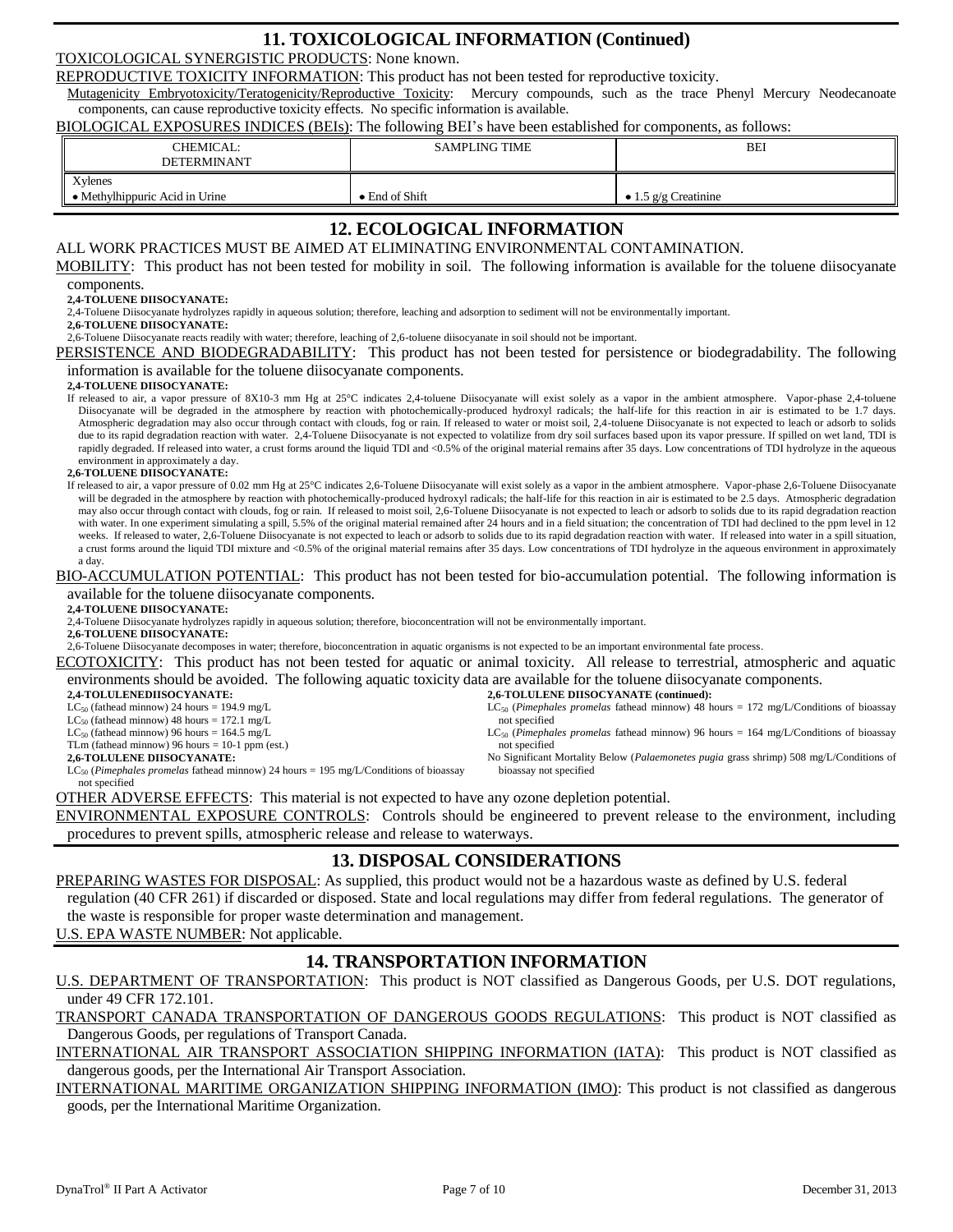## 11. TOXICOLOGICAL INFORMATION (Continued)

TOXICOLOGICAL SYNERGISTIC PRODUCTS: None known.

REPRODUCTIVE TOXICITY INFORMATION: This product has not been tested for reproductive toxicity.

Mutagenicity Embryotoxicity/Teratogenicity/Reproductive Toxicity: Mercury compounds, such as the trace Phenyl Mercury Neodecanoate components, can cause reproductive toxicity effects. No specific information is available.

BIOLOGICAL EXPOSURES INDICES (BEIs): The following BEI's have been established for components, as follows:

| CHEMICAL: DETERMINANT | SAMPLING TIME | BEI |
|---|---|---|
| Xylenes<br>• Methylhippuric Acid in Urine | • End of Shift | • 1.5 g/g Creatinine |

## 12. ECOLOGICAL INFORMATION

ALL WORK PRACTICES MUST BE AIMED AT ELIMINATING ENVIRONMENTAL CONTAMINATION.

MOBILITY: This product has not been tested for mobility in soil. The following information is available for the toluene diisocyanate components.

**2,4-TOLUENE DIISOCYANATE:**
2,4-Toluene Diisocyanate hydrolyzes rapidly in aqueous solution; therefore, leaching and adsorption to sediment will not be environmentally important.

**2,6-TOLUENE DIISOCYANATE:**
2,6-Toluene Diisocyanate reacts readily with water; therefore, leaching of 2,6-toluene diisocyanate in soil should not be important.

PERSISTENCE AND BIODEGRADABILITY: This product has not been tested for persistence or biodegradability. The following information is available for the toluene diisocyanate components.

**2,4-TOLUENE DIISOCYANATE:**
If released to air, a vapor pressure of 8X10-3 mm Hg at 25°C indicates 2,4-toluene Diisocyanate will exist solely as a vapor in the ambient atmosphere. Vapor-phase 2,4-toluene Diisocyanate will be degraded in the atmosphere by reaction with photochemically-produced hydroxyl radicals; the half-life for this reaction in air is estimated to be 1.7 days. Atmospheric degradation may also occur through contact with clouds, fog or rain. If released to water or moist soil, 2,4-toluene Diisocyanate is not expected to leach or adsorb to solids due to its rapid degradation reaction with water. 2,4-Toluene Diisocyanate is not expected to volatilize from dry soil surfaces based upon its vapor pressure. If spilled on wet land, TDI is rapidly degraded. If released into water, a crust forms around the liquid TDI and <0.5% of the original material remains after 35 days. Low concentrations of TDI hydrolyze in the aqueous environment in approximately a day.

**2,6-TOLUENE DIISOCYANATE:**
If released to air, a vapor pressure of 0.02 mm Hg at 25°C indicates 2,6-Toluene Diisocyanate will exist solely as a vapor in the ambient atmosphere. Vapor-phase 2,6-Toluene Diisocyanate will be degraded in the atmosphere by reaction with photochemically-produced hydroxyl radicals; the half-life for this reaction in air is estimated to be 2.5 days. Atmospheric degradation may also occur through contact with clouds, fog or rain. If released to moist soil, 2,6-Toluene Diisocyanate is not expected to leach or adsorb to solids due to its rapid degradation reaction with water. In one experiment simulating a spill, 5.5% of the original material remained after 24 hours and in a field situation; the concentration of TDI had declined to the ppm level in 12 weeks. If released to water, 2,6-Toluene Diisocyanate is not expected to leach or adsorb to solids due to its rapid degradation reaction with water. If released into water in a spill situation, a crust forms around the liquid TDI mixture and <0.5% of the original material remains after 35 days. Low concentrations of TDI hydrolyze in the aqueous environment in approximately a day.

BIO-ACCUMULATION POTENTIAL: This product has not been tested for bio-accumulation potential. The following information is available for the toluene diisocyanate components.

**2,4-TOLUENE DIISOCYANATE:**
2,4-Toluene Diisocyanate hydrolyzes rapidly in aqueous solution; therefore, bioconcentration will not be environmentally important.

**2,6-TOLUENE DIISOCYANATE:**
2,6-Toluene Diisocyanate decomposes in water; therefore, bioconcentration in aquatic organisms is not expected to be an important environmental fate process.

ECOTOXICITY: This product has not been tested for aquatic or animal toxicity. All release to terrestrial, atmospheric and aquatic environments should be avoided. The following aquatic toxicity data are available for the toluene diisocyanate components.

**2,4-TOLULENEDIISOCYANATE:**
$LC_{50}$ (fathead minnow) 24 hours = 194.9 mg/L
$LC_{50}$ (fathead minnow) 48 hours = 172.1 mg/L
$LC_{50}$ (fathead minnow) 96 hours = 164.5 mg/L
TLm (fathead minnow) 96 hours = 10-1 ppm (est.)

**2,6-TOLULENE DIISOCYANATE:**
$LC_{50}$ (*Pimephales promelas* fathead minnow) 24 hours = 195 mg/L/Conditions of bioassay not specified

**2,6-TOLULENE DIISOCYANATE (continued):**
$LC_{50}$ (*Pimephales promelas* fathead minnow) 48 hours = 172 mg/L/Conditions of bioassay not specified
$LC_{50}$ (*Pimephales promelas* fathead minnow) 96 hours = 164 mg/L/Conditions of bioassay not specified
No Significant Mortality Below (*Palaemonetes pugia* grass shrimp) 508 mg/L/Conditions of bioassay not specified

OTHER ADVERSE EFFECTS: This material is not expected to have any ozone depletion potential.

ENVIRONMENTAL EXPOSURE CONTROLS: Controls should be engineered to prevent release to the environment, including procedures to prevent spills, atmospheric release and release to waterways.

## 13. DISPOSAL CONSIDERATIONS

PREPARING WASTES FOR DISPOSAL: As supplied, this product would not be a hazardous waste as defined by U.S. federal regulation (40 CFR 261) if discarded or disposed. State and local regulations may differ from federal regulations. The generator of the waste is responsible for proper waste determination and management.

U.S. EPA WASTE NUMBER: Not applicable.

## 14. TRANSPORTATION INFORMATION

U.S. DEPARTMENT OF TRANSPORTATION: This product is NOT classified as Dangerous Goods, per U.S. DOT regulations, under 49 CFR 172.101.

TRANSPORT CANADA TRANSPORTATION OF DANGEROUS GOODS REGULATIONS: This product is NOT classified as Dangerous Goods, per regulations of Transport Canada.

INTERNATIONAL AIR TRANSPORT ASSOCIATION SHIPPING INFORMATION (IATA): This product is NOT classified as dangerous goods, per the International Air Transport Association.

INTERNATIONAL MARITIME ORGANIZATION SHIPPING INFORMATION (IMO): This product is not classified as dangerous goods, per the International Maritime Organization.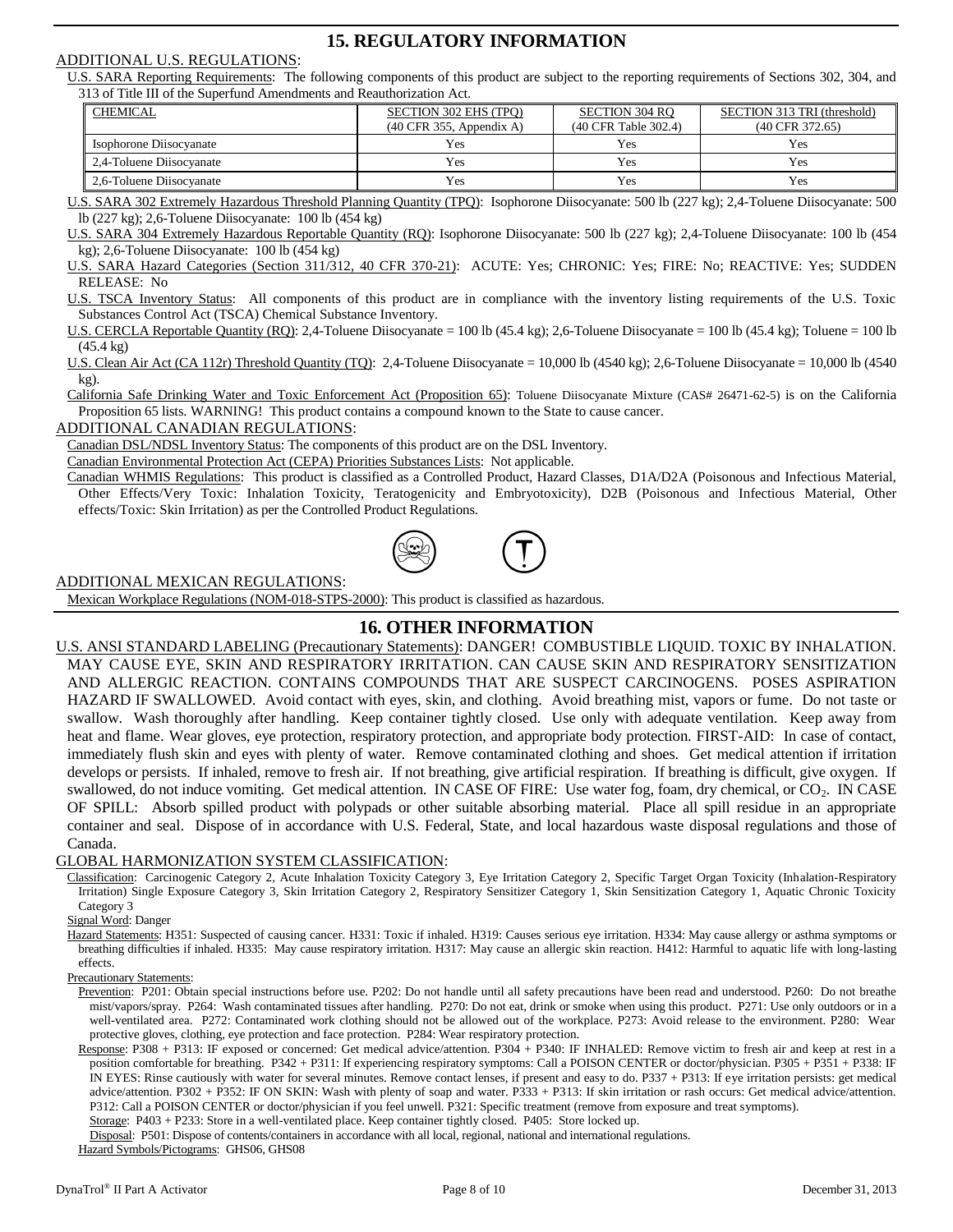# 15. REGULATORY INFORMATION

ADDITIONAL U.S. REGULATIONS:

U.S. SARA Reporting Requirements: The following components of this product are subject to the reporting requirements of Sections 302, 304, and 313 of Title III of the Superfund Amendments and Reauthorization Act.

| CHEMICAL | SECTION 302 EHS (TPQ) (40 CFR 355, Appendix A) | SECTION 304 RQ (40 CFR Table 302.4) | SECTION 313 TRI (threshold) (40 CFR 372.65) |
|---|---|---|---|
| Isophorone Diisocyanate | Yes | Yes | Yes |
| 2,4-Toluene Diisocyanate | Yes | Yes | Yes |
| 2,6-Toluene Diisocyanate | Yes | Yes | Yes |

U.S. SARA 302 Extremely Hazardous Threshold Planning Quantity (TPQ): Isophorone Diisocyanate: 500 lb (227 kg); 2,4-Toluene Diisocyanate: 500 lb (227 kg); 2,6-Toluene Diisocyanate: 100 lb (454 kg)

U.S. SARA 304 Extremely Hazardous Reportable Quantity (RQ): Isophorone Diisocyanate: 500 lb (227 kg); 2,4-Toluene Diisocyanate: 100 lb (454 kg); 2,6-Toluene Diisocyanate: 100 lb (454 kg)

U.S. SARA Hazard Categories (Section 311/312, 40 CFR 370-21): ACUTE: Yes; CHRONIC: Yes; FIRE: No; REACTIVE: Yes; SUDDEN RELEASE: No

U.S. TSCA Inventory Status: All components of this product are in compliance with the inventory listing requirements of the U.S. Toxic Substances Control Act (TSCA) Chemical Substance Inventory.

U.S. CERCLA Reportable Quantity (RQ): 2,4-Toluene Diisocyanate = 100 lb (45.4 kg); 2,6-Toluene Diisocyanate = 100 lb (45.4 kg); Toluene = 100 lb (45.4 kg)

U.S. Clean Air Act (CA 112r) Threshold Quantity (TQ): 2,4-Toluene Diisocyanate = 10,000 lb (4540 kg); 2,6-Toluene Diisocyanate = 10,000 lb (4540 kg).

California Safe Drinking Water and Toxic Enforcement Act (Proposition 65): Toluene Diisocyanate Mixture (CAS# 26471-62-5) is on the California Proposition 65 lists. WARNING! This product contains a compound known to the State to cause cancer.

ADDITIONAL CANADIAN REGULATIONS:

Canadian DSL/NDSL Inventory Status: The components of this product are on the DSL Inventory.

Canadian Environmental Protection Act (CEPA) Priorities Substances Lists: Not applicable.

Canadian WHMIS Regulations: This product is classified as a Controlled Product, Hazard Classes, D1A/D2A (Poisonous and Infectious Material, Other Effects/Very Toxic: Inhalation Toxicity, Teratogenicity and Embryotoxicity), D2B (Poisonous and Infectious Material, Other effects/Toxic: Skin Irritation) as per the Controlled Product Regulations.

ADDITIONAL MEXICAN REGULATIONS:

Mexican Workplace Regulations (NOM-018-STPS-2000): This product is classified as hazardous.

# 16. OTHER INFORMATION

U.S. ANSI STANDARD LABELING (Precautionary Statements): DANGER! COMBUSTIBLE LIQUID. TOXIC BY INHALATION. MAY CAUSE EYE, SKIN AND RESPIRATORY IRRITATION. CAN CAUSE SKIN AND RESPIRATORY SENSITIZATION AND ALLERGIC REACTION. CONTAINS COMPOUNDS THAT ARE SUSPECT CARCINOGENS. POSES ASPIRATION HAZARD IF SWALLOWED. Avoid contact with eyes, skin, and clothing. Avoid breathing mist, vapors or fume. Do not taste or swallow. Wash thoroughly after handling. Keep container tightly closed. Use only with adequate ventilation. Keep away from heat and flame. Wear gloves, eye protection, respiratory protection, and appropriate body protection. FIRST-AID: In case of contact, immediately flush skin and eyes with plenty of water. Remove contaminated clothing and shoes. Get medical attention if irritation develops or persists. If inhaled, remove to fresh air. If not breathing, give artificial respiration. If breathing is difficult, give oxygen. If swallowed, do not induce vomiting. Get medical attention. IN CASE OF FIRE: Use water fog, foam, dry chemical, or $CO_2$. IN CASE OF SPILL: Absorb spilled product with polypads or other suitable absorbing material. Place all spill residue in an appropriate container and seal. Dispose of in accordance with U.S. Federal, State, and local hazardous waste disposal regulations and those of Canada.

GLOBAL HARMONIZATION SYSTEM CLASSIFICATION:

Classification: Carcinogenic Category 2, Acute Inhalation Toxicity Category 3, Eye Irritation Category 2, Specific Target Organ Toxicity (Inhalation-Respiratory Irritation) Single Exposure Category 3, Skin Irritation Category 2, Respiratory Sensitizer Category 1, Skin Sensitization Category 1, Aquatic Chronic Toxicity Category 3

Signal Word: Danger

Hazard Statements: H351: Suspected of causing cancer. H331: Toxic if inhaled. H319: Causes serious eye irritation. H334: May cause allergy or asthma symptoms or breathing difficulties if inhaled. H335: May cause respiratory irritation. H317: May cause an allergic skin reaction. H412: Harmful to aquatic life with long-lasting effects.

Precautionary Statements:

Prevention: P201: Obtain special instructions before use. P202: Do not handle until all safety precautions have been read and understood. P260: Do not breathe mist/vapors/spray. P264: Wash contaminated tissues after handling. P270: Do not eat, drink or smoke when using this product. P271: Use only outdoors or in a well-ventilated area. P272: Contaminated work clothing should not be allowed out of the workplace. P273: Avoid release to the environment. P280: Wear protective gloves, clothing, eye protection and face protection. P284: Wear respiratory protection.

Response: P308 + P313: IF exposed or concerned: Get medical advice/attention. P304 + P340: IF INHALED: Remove victim to fresh air and keep at rest in a position comfortable for breathing. P342 + P311: If experiencing respiratory symptoms: Call a POISON CENTER or doctor/physician. P305 + P351 + P338: IF IN EYES: Rinse cautiously with water for several minutes. Remove contact lenses, if present and easy to do. P337 + P313: If eye irritation persists: get medical advice/attention. P302 + P352: IF ON SKIN: Wash with plenty of soap and water. P333 + P313: If skin irritation or rash occurs: Get medical advice/attention. P312: Call a POISON CENTER or doctor/physician if you feel unwell. P321: Specific treatment (remove from exposure and treat symptoms).

Storage: P403 + P233: Store in a well-ventilated place. Keep container tightly closed. P405: Store locked up.

Disposal: P501: Dispose of contents/containers in accordance with all local, regional, national and international regulations.

Hazard Symbols/Pictograms: GHS06, GHS08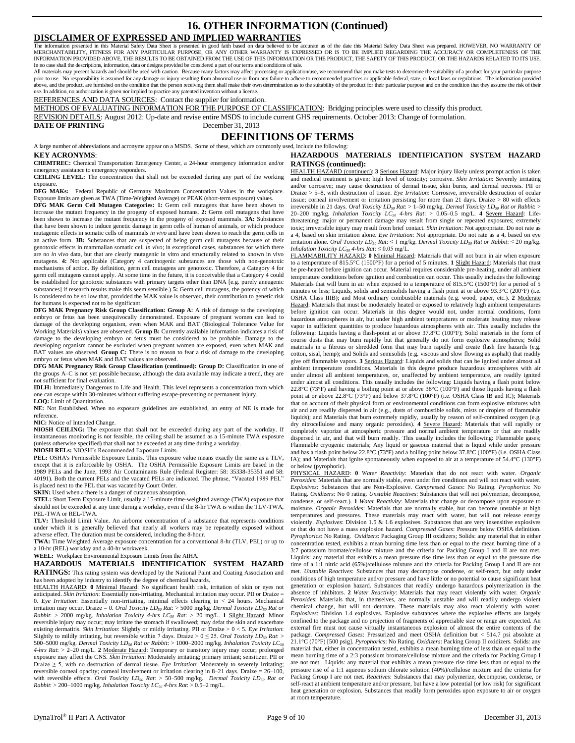# 16. OTHER INFORMATION (Continued)

## DISCLAIMER OF EXPRESSED AND IMPLIED WARRANTIES

The information presented in this Material Safety Data Sheet is presented in good faith based on data believed to be accurate as of the date this Material Safety Data Sheet was prepared. HOWEVER, NO WARRANTY OF MERCHANTABILITY, FITNESS FOR ANY PARTICULAR PURPOSE, OR ANY OTHER WARRANTY IS EXPRESSED OR IS TO BE IMPLIED REGARDING THE ACCURACY OR COMPLETENESS OF THE INFORMATION PROVIDED ABOVE, THE RESULTS TO BE OBTAINED FROM THE USE OF THIS INFORMATION OR THE PRODUCT, THE SAFETY OF THIS PRODUCT, OR THE HAZARDS RELATED TO ITS USE. In no case shall the descriptions, information, data or designs provided be considered a part of our terms and conditions of sale.

All materials may present hazards and should be used with caution. Because many factors may affect processing or application/use, we recommend that you make tests to determine the suitability of a product for your particular purpose prior to use. No responsibility is assumed for any damage or injury resulting from abnormal use or from any failure to adhere to recommended practices or applicable federal, state, or local laws or regulations. The information provided above, and the product, are furnished on the condition that the person receiving them shall make their own determination as to the suitability of the product for their particular purpose and on the condition that they assume the risk of their use. In addition, no authorization is given nor implied to practice any patented invention without a license.

REFERENCES AND DATA SOURCES: Contact the supplier for information.

METHODS OF EVALUATING INFORMATION FOR THE PURPOSE OF CLASSIFICATION: Bridging principles were used to classify this product.

REVISION DETAILS: August 2012: Up-date and revise entire MSDS to include current GHS requirements. October 2013: Change of formulation.

**DATE OF PRINTING** December 31, 2013

# DEFINITIONS OF TERMS

A large number of abbreviations and acronyms appear on a MSDS. Some of these, which are commonly used, include the following:

### KEY ACRONYMS:

**CHEMTREC:** Chemical Transportation Emergency Center, a 24-hour emergency information and/or emergency assistance to emergency responders.

**CEILING LEVEL:** The concentration that shall not be exceeded during any part of the working exposure.

**DFG MAKs:** Federal Republic of Germany Maximum Concentration Values in the workplace. Exposure limits are given as TWA (Time-Weighted Average) or PEAK (short-term exposure) values.

**DFG MAK Germ Cell Mutagen Categories: 1:** Germ cell mutagens that have been shown to increase the mutant frequency in the progeny of exposed humans. **2:** Germ cell mutagens that have been shown to increase the mutant frequency in the progeny of exposed mammals. **3A:** Substances that have been shown to induce genetic damage in germ cells of human of animals, or which produce mutagenic effects in somatic cells of mammals *in vivo* and have been shown to reach the germ cells in an active form. **3B:** Substances that are suspected of being germ cell mutagens because of their genotoxic effects in mammalian somatic cell *in vivo*; in exceptional cases, substances for which there are no *in vivo* data, but that are clearly mutagenic in vitro and structurally related to known in vivo mutagens. **4:** Not applicable (Category 4 carcinogenic substances are those with non-genotoxic mechanisms of action. By definition, germ cell mutagens are genotoxic. Therefore, a Category 4 for germ cell mutagens cannot apply. At some time in the future, it is conceivable that a Category 4 could be established for genotoxic substances with primary targets other than DNA [e.g. purely aneugenic substances] if research results make this seem sensible.) **5:** Germ cell mutagens, the potency of which is considered to be so low that, provided the MAK value is observed, their contribution to genetic risk for humans is expected not to be significant.

**DFG MAK Pregnancy Risk Group Classification: Group A:** A risk of damage to the developing embryo or fetus has been unequivocally demonstrated. Exposure of pregnant women can lead to damage of the developing organism, even when MAK and BAT (Biological Tolerance Value for Working Materials) values are observed. **Group B:** Currently available information indicates a risk of damage to the developing embryo or fetus must be considered to be probable. Damage to the developing organism cannot be excluded when pregnant women are exposed, even when MAK and BAT values are observed. **Group C:** There is no reason to fear a risk of damage to the developing embryo or fetus when MAK and BAT values are observed.

**DFG MAK Pregnancy Risk Group Classification (continued): Group D:** Classification in one of the groups A–C is not yet possible because, although the data available may indicate a trend, they are not sufficient for final evaluation.

**IDLH:** Immediately Dangerous to Life and Health. This level represents a concentration from which one can escape within 30-minutes without suffering escape-preventing or permanent injury.

**LOQ:** Limit of Quantitation.

**NE:** Not Established. When no exposure guidelines are established, an entry of NE is made for reference.

**NIC:** Notice of Intended Change.

**NIOSH CEILING:** The exposure that shall not be exceeded during any part of the workday. If instantaneous monitoring is not feasible, the ceiling shall be assumed as a 15-minute TWA exposure (unless otherwise specified) that shall not be exceeded at any time during a workday.

**NIOSH RELs:** NIOSH's Recommended Exposure Limits.

**PEL:** OSHA's Permissible Exposure Limits. This exposure value means exactly the same as a TLV, except that it is enforceable by OSHA. The OSHA Permissible Exposure Limits are based in the 1989 PELs and the June, 1993 Air Contaminants Rule (Federal Register: 58: 35338-35351 and 58: 40191). Both the current PELs and the vacated PELs are indicated. The phrase, "Vacated 1989 PEL" is placed next to the PEL that was vacated by Court Order.

**SKIN:** Used when a there is a danger of cutaneous absorption.

**STEL:** Short Term Exposure Limit, usually a 15-minute time-weighted average (TWA) exposure that should not be exceeded at any time during a workday, even if the 8-hr TWA is within the TLV-TWA, PEL-TWA or REL-TWA.

**TLV:** Threshold Limit Value. An airborne concentration of a substance that represents conditions under which it is generally believed that nearly all workers may be repeatedly exposed without adverse effect. The duration must be considered, including the 8-hour.

**TWA:** Time Weighted Average exposure concentration for a conventional 8-hr (TLV, PEL) or up to a 10-hr (REL) workday and a 40-hr workweek.

**WEEL:** Workplace Environmental Exposure Limits from the AIHA.

### HAZARDOUS MATERIALS IDENTIFICATION SYSTEM HAZARD RATINGS:

This rating system was developed by the National Paint and Coating Association and has been adopted by industry to identify the degree of chemical hazards.

HEALTH HAZARD: **0** Minimal Hazard: No significant health risk, irritation of skin or eyes not anticipated. *Skin Irritation*: Essentially non-irritating. Mechanical irritation may occur. PII or Draize = 0. *Eye Irritation*: Essentially non-irritating, minimal effects clearing in < 24 hours. Mechanical irritation may occur. Draize = 0. *Oral Toxicity $LD_{50}$ Rat*: > 5000 mg/kg. *Dermal Toxicity $LD_{50}$ Rat or Rabbit*: > 2000 mg/kg. *Inhalation Toxicity 4-hrs $LC_{50}$ Rat*: > 20 mg/L. **1** Slight Hazard: Minor reversible injury may occur; may irritate the stomach if swallowed; may defat the skin and exacerbate existing dermatitis. *Skin Irritation*: Slightly or mildly irritating. PII or Draize > 0 < 5. *Eye Irritation*: Slightly to mildly irritating, but reversible within 7 days. Draize > 0 ≤ 25. *Oral Toxicity $LD_{50}$ Rat*: > 500–5000 mg/kg. *Dermal Toxicity $LD_{50}$ Rat or Rabbit*: > 1000–2000 mg/kg. *Inhalation Toxicity $LC_{50}$ 4-hrs Rat*: > 2–20 mg/L. **2** Moderate Hazard: Temporary or transitory injury may occur; prolonged exposure may affect the CNS. *Skin Irritation*: Moderately irritating; primary irritant; sensitizer. PII or Draize ≥ 5, with no destruction of dermal tissue. *Eye Irritation*: Moderately to severely irritating; reversible corneal opacity; corneal involvement or irritation clearing in 8–21 days. Draize = 26–100, with reversible effects. *Oral Toxicity $LD_{50}$ Rat*: > 50–500 mg/kg. *Dermal Toxicity $LD_{50}$ Rat or Rabbit*: > 200–1000 mg/kg. *Inhalation Toxicity $LC_{50}$ 4-hrs Rat*: > 0.5–2 mg/L.

### HAZARDOUS MATERIALS IDENTIFICATION SYSTEM HAZARD RATINGS (continued):

HEALTH HAZARD (continued): **3** Serious Hazard: Major injury likely unless prompt action is taken and medical treatment is given; high level of toxicity; corrosive. *Skin Irritation*: Severely irritating and/or corrosive; may cause destruction of dermal tissue, skin burns, and dermal necrosis. PII or Draize > 5–8, with destruction of tissue. *Eye Irritation*: Corrosive, irreversible destruction of ocular tissue; corneal involvement or irritation persisting for more than 21 days. Draize > 80 with effects irreversible in 21 days. *Oral Toxicity $LD_{50}$ Rat*: > 1–50 mg/kg. *Dermal Toxicity $LD_{50}$ Rat or Rabbit*: > 20–200 mg/kg. *Inhalation Toxicity $LC_{50}$ 4-hrs Rat*: > 0.05–0.5 mg/L. **4** Severe Hazard: Life-threatening; major or permanent damage may result from single or repeated exposures; extremely toxic; irreversible injury may result from brief contact. *Skin Irritation*: Not appropriate. Do not rate as a 4, based on skin irritation alone. *Eye Irritation*: Not appropriate. Do not rate as a 4, based on eye irritation alone. *Oral Toxicity $LD_{50}$ Rat*: ≤ 1 mg/kg. *Dermal Toxicity $LD_{50}$ Rat or Rabbit*: ≤ 20 mg/kg. *Inhalation Toxicity $LC_{50}$ 4-hrs Rat*: ≤ 0.05 mg/L.

FLAMMABILITY HAZARD: **0** Minimal Hazard: Materials that will not burn in air when exposure to a temperature of 815.5°C (1500°F) for a period of 5 minutes. **1** Slight Hazard: Materials that must be pre-heated before ignition can occur. Material requires considerable pre-heating, under all ambient temperature conditions before ignition and combustion can occur. This usually includes the following: Materials that will burn in air when exposed to a temperature of 815.5°C (1500°F) for a period of 5 minutes or less; Liquids, solids and semisolids having a flash point at or above 93.3°C (200°F) (i.e. OSHA Class IIIB); and Most ordinary combustible materials (e.g. wood, paper, etc.). **2** Moderate Hazard: Materials that must be moderately heated or exposed to relatively high ambient temperatures before ignition can occur. Materials in this degree would not, under normal conditions, form hazardous atmospheres in air, but under high ambient temperatures or moderate heating may release vapor in sufficient quantities to produce hazardous atmospheres with air. This usually includes the following: Liquids having a flash-point at or above 37.8°C (100°F); Solid materials in the form of course dusts that may burn rapidly but that generally do not form explosive atmospheres; Solid materials in a fibrous or shredded form that may burn rapidly and create flash fire hazards (e.g. cotton, sisal, hemp); and Solids and semisolids (e.g. viscous and slow flowing as asphalt) that readily give off flammable vapors. **3** Serious Hazard: Liquids and solids that can be ignited under almost all ambient temperature conditions. Materials in this degree produce hazardous atmospheres with air under almost all ambient temperatures, or, unaffected by ambient temperature, are readily ignited under almost all conditions. This usually includes the following: Liquids having a flash point below 22.8°C (73°F) and having a boiling point at or above 38°C (100°F) and those liquids having a flash point at or above 22.8°C (73°F) and below 37.8°C (100°F) (i.e. OSHA Class IB and IC); Materials that on account of their physical form or environmental conditions can form explosive mixtures with air and are readily dispersed in air (e.g., dusts of combustible solids, mists or droplets of flammable liquids); and Materials that burn extremely rapidly, usually by reason of self-contained oxygen (e.g. dry nitrocellulose and many organic peroxides). **4** Severe Hazard: Materials that will rapidly or completely vaporize at atmospheric pressure and normal ambient temperature or that are readily dispersed in air, and that will burn readily. This usually includes the following: Flammable gases; Flammable cryogenic materials; Any liquid or gaseous material that is liquid while under pressure and has a flash point below 22.8°C (73°F) and a boiling point below 37.8°C (100°F) (i.e. OSHA Class IA); and Materials that ignite spontaneously when exposed to air at a temperature of 54.4°C (130°F) or below (pyrophoric).

PHYSICAL HAZARD: **0** *Water Reactivity*: Materials that do not react with water. *Organic Peroxides*: Materials that are normally stable, even under fire conditions and will not react with water. *Explosives*: Substances that are Non-Explosive. *Compressed Gases*: No Rating. *Pyrophorics*: No Rating. *Oxidizers*: No 0 rating. *Unstable Reactives*: Substances that will not polymerize, decompose, condense, or self-react.) **1** *Water Reactivity*: Materials that change or decompose upon exposure to moisture. *Organic Peroxides*: Materials that are normally stable, but can become unstable at high temperatures and pressures. These materials may react with water, but will not release energy violently. *Explosives*: Division 1.5 & 1.6 explosives. Substances that are very insensitive explosives or that do not have a mass explosion hazard. *Compressed Gases*: Pressure below OSHA definition. *Pyrophorics*: No Rating. *Oxidizers*: Packaging Group III oxidizers; Solids: any material that in either concentration tested, exhibits a mean burning time less than or equal to the mean burning time of a 3:7 potassium bromate/cellulose mixture and the criteria for Packing Group I and II are not met. Liquids: any material that exhibits a mean pressure rise time less than or equal to the pressure rise time of a 1:1 nitric acid (65%)/cellulose mixture and the criteria for Packing Group I and II are not met. *Unstable Reactives*: Substances that may decompose condense, or self-react, but only under conditions of high temperature and/or pressure and have little or no potential to cause significant heat generation or explosion hazard. Substances that readily undergo hazardous polymerization in the absence of inhibitors. **2** *Water Reactivity*: Materials that may react violently with water. *Organic Peroxides*: Materials that, in themselves, are normally unstable and will readily undergo violent chemical change, but will not detonate. These materials may also react violently with water. *Explosives*: Division 1.4 explosives. Explosive substances where the explosive effects are largely confined to the package and no projection of fragments of appreciable size or range are expected. An external fire must not cause virtually instantaneous explosion of almost the entire contents of the package. *Compressed Gases*: Pressurized and meet OSHA definition but < 514.7 psi absolute at 21.1°C (70°F) [500 psig]. *Pyrophorics*: No Rating. *Oxidizers*: Packing Group II oxidizers. Solids: any material that, either in concentration tested, exhibits a mean burning time of less than or equal to the mean burning time of a 2:3 potassium bromate/cellulose mixture and the criteria for Packing Group I are not met. Liquids: any material that exhibits a mean pressure rise time less than or equal to the pressure rise of a 1:1 aqueous sodium chlorate solution (40%)/cellulose mixture and the criteria for Packing Group I are not met. *Reactives*: Substances that may polymerize, decompose, condense, or self-react at ambient temperature and/or pressure, but have a low potential (or low risk) for significant heat generation or explosion. Substances that readily form peroxides upon exposure to air or oxygen at room temperature.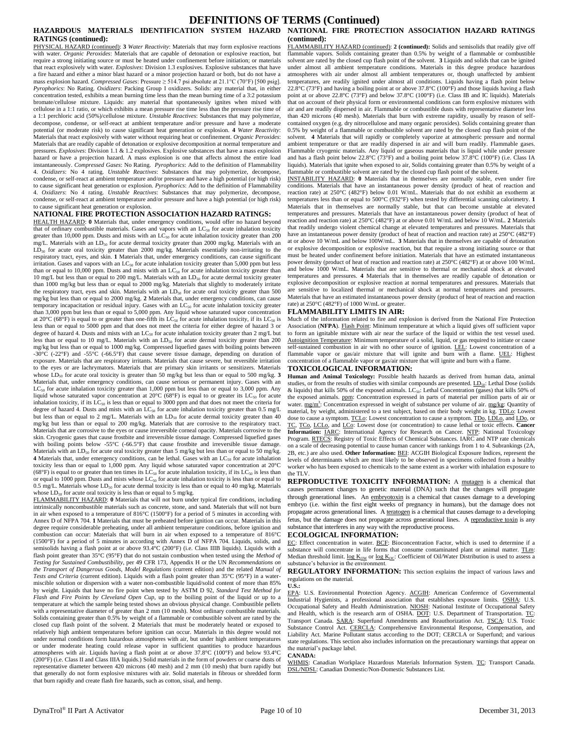# DEFINITIONS OF TERMS (Continued)

## HAZARDOUS MATERIALS IDENTIFICATION SYSTEM HAZARD RATINGS (continued):

PHYSICAL HAZARD (continued): **3** *Water Reactivity*: Materials that may form explosive reactions with water. *Organic Peroxides*: Materials that are capable of detonation or explosive reaction, but require a strong initiating source or must be heated under confinement before initiation; or materials that react explosively with water. *Explosives*: Division 1.3 explosives. Explosive substances that have a fire hazard and either a minor blast hazard or a minor projection hazard or both, but do not have a mass explosion hazard. *Compressed Gases*: Pressure ≥ 514.7 psi absolute at 21.1°C (70°F) [500 psig]. *Pyrophorics*: No Rating. *Oxidizers*: Packing Group I oxidizers. Solids: any material that, in either concentration tested, exhibits a mean burning time less than the mean burning time of a 3:2 potassium bromate/cellulose mixture. Liquids: any material that spontaneously ignites when mixed with cellulose in a 1:1 ratio, or which exhibits a mean pressure rise time less than the pressure rise time of a 1:1 perchloric acid (50%)/cellulose mixture. *Unstable Reactives*: Substances that may polymerize, decompose, condense, or self-react at ambient temperature and/or pressure and have a moderate potential (or moderate risk) to cause significant heat generation or explosion. **4** *Water Reactivity*: Materials that react explosively with water without requiring heat or confinement. *Organic Peroxides*: Materials that are readily capable of detonation or explosive decomposition at normal temperature and pressures. *Explosives*: Division 1.1 & 1.2 explosives. Explosive substances that have a mass explosion hazard or have a projection hazard. A mass explosion is one that affects almost the entire load instantaneously. *Compressed Gases*: No Rating. *Pyrophorics*: Add to the definition of Flammability 4. *Oxidizers*: No 4 rating. *Unstable Reactives*: Substances that may polymerize, decompose, condense, or self-react at ambient temperature and/or pressure and have a high potential (or high risk) to cause significant heat generation or explosion. *Pyrophorics*: Add to the definition of Flammability 4. *Oxidizers*: No 4 rating. *Unstable Reactives*: Substances that may polymerize, decompose, condense, or self-react at ambient temperature and/or pressure and have a high potential (or high risk) to cause significant heat generation or explosion.

## NATIONAL FIRE PROTECTION ASSOCIATION HAZARD RATINGS:

HEALTH HAZARD: **0** Materials that, under emergency conditions, would offer no hazard beyond that of ordinary combustible materials. Gases and vapors with an $LC_{50}$ for acute inhalation toxicity greater than 10,000 ppm. Dusts and mists with an $LC_{50}$ for acute inhalation toxicity greater than 200 mg/L. Materials with an $LD_{50}$ for acute dermal toxicity greater than 2000 mg/kg. Materials with an $LD_{50}$ for acute oral toxicity greater than 2000 mg/kg. Materials essentially non-irritating to the respiratory tract, eyes, and skin. **1** Materials that, under emergency conditions, can cause significant irritation. Gases and vapors with an $LC_{50}$ for acute inhalation toxicity greater than 5,000 ppm but less than or equal to 10,000 ppm. Dusts and mists with an $LC_{50}$ for acute inhalation toxicity greater than 10 mg/L but less than or equal to 200 mg/L. Materials with an $LD_{50}$ for acute dermal toxicity greater than 1000 mg/kg but less than or equal to 2000 mg/kg. Materials that slightly to moderately irritate the respiratory tract, eyes and skin. Materials with an $LD_{50}$ for acute oral toxicity greater than 500 mg/kg but less than or equal to 2000 mg/kg. **2** Materials that, under emergency conditions, can cause temporary incapacitation or residual injury. Gases with an $LC_{50}$ for acute inhalation toxicity greater than 3,000 ppm but less than or equal to 5,000 ppm. Any liquid whose saturated vapor concentration at 20°C (68°F) is equal to or greater than one-fifth its $LC_{50}$ for acute inhalation toxicity, if its $LC_{50}$ is less than or equal to 5000 ppm and that does not meet the criteria for either degree of hazard 3 or degree of hazard 4. Dusts and mists with an $LC_{50}$ for acute inhalation toxicity greater than 2 mg/L but less than or equal to 10 mg/L. Materials with an $LD_{50}$ for acute dermal toxicity greater than 200 mg/kg but less than or equal to 1000 mg/kg. Compressed liquefied gases with boiling points between -30°C (-22°F) and -55°C (-66.5°F) that cause severe tissue damage, depending on duration of exposure. Materials that are respiratory irritants. Materials that cause severe, but reversible irritation to the eyes or are lachrymators. Materials that are primary skin irritants or sensitizers. Materials whose $LD_{50}$ for acute oral toxicity is greater than 50 mg/kg but less than or equal to 500 mg/kg. **3** Materials that, under emergency conditions, can cause serious or permanent injury. Gases with an $LC_{50}$ for acute inhalation toxicity greater than 1,000 ppm but less than or equal to 3,000 ppm. Any liquid whose saturated vapor concentration at 20°C (68°F) is equal to or greater its $LC_{50}$ for acute inhalation toxicity, if its $LC_{50}$ is less than or equal to 3000 ppm and that does not meet the criteria for degree of hazard 4. Dusts and mists with an $LC_{50}$ for acute inhalation toxicity greater than 0.5 mg/L but less than or equal to 2 mg/L. Materials with an $LD_{50}$ for acute dermal toxicity greater than 40 mg/kg but less than or equal to 200 mg/kg. Materials that are corrosive to the respiratory tract. Materials that are corrosive to the eyes or cause irreversible corneal opacity. Materials corrosive to the skin. Cryogenic gases that cause frostbite and irreversible tissue damage. Compressed liquefied gases with boiling points below -55°C (-66.5°F) that cause frostbite and irreversible tissue damage. Materials with an $LD_{50}$ for acute oral toxicity greater than 5 mg/kg but less than or equal to 50 mg/kg. **4** Materials that, under emergency conditions, can be lethal. Gases with an $LC_{50}$ for acute inhalation toxicity less than or equal to 1,000 ppm. Any liquid whose saturated vapor concentration at 20°C (68°F) is equal to or greater than ten times its $LC_{50}$ for acute inhalation toxicity, if its $LC_{50}$ is less than or equal to 1000 ppm. Dusts and mists whose $LC_{50}$ for acute inhalation toxicity is less than or equal to 0.5 mg/L. Materials whose $LD_{50}$ for acute dermal toxicity is less than or equal to 40 mg/kg. Materials whose $LD_{50}$ for acute oral toxicity is less than or equal to 5 mg/kg.

FLAMMABILITY HAZARD: **0** Materials that will not burn under typical fire conditions, including intrinsically noncombustible materials such as concrete, stone, and sand. Materials that will not burn in air when exposed to a temperature of 816°C (1500°F) for a period of 5 minutes in according with Annex D of NFPA 704. **1** Materials that must be preheated before ignition can occur. Materials in this degree require considerable preheating, under all ambient temperature conditions, before ignition and combustion can occur: Materials that will burn in air when exposed to a temperature of 816°C (1500°F) for a period of 5 minutes in according with Annex D of NFPA 704. Liquids, solids, and semisolids having a flash point at or above 93.4°C (200°F) (i.e. Class IIIB liquids). Liquids with a flash point greater than 35°C (95°F) that do not sustain combustion when tested using the *Method of Testing for Sustained Combustibility*, per 49 CFR 173, Appendix H or the UN *Recommendations on the Transport of Dangerous Goods, Model Regulations* (current edition) and the related *Manual of Tests and Criteria* (current edition). Liquids with a flash point greater than 35°C (95°F) in a water-miscible solution or dispersion with a water non-combustible liquid/solid content of more than 85% by weight. Liquids that have no fire point when tested by ASTM D 92, *Standard Test Method for Flash and Fire Points by Cleveland Open Cup*, up to the boiling point of the liquid or up to a temperature at which the sample being tested shows an obvious physical change. Combustible pellets with a representative diameter of greater than 2 mm (10 mesh). Most ordinary combustible materials. Solids containing greater than 0.5% by weight of a flammable or combustible solvent are rated by the closed cup flash point of the solvent. **2** Materials that must be moderately heated or exposed to relatively high ambient temperatures before ignition can occur. Materials in this degree would not under normal conditions form hazardous atmospheres with air, but under high ambient temperatures or under moderate heating could release vapor in sufficient quantities to produce hazardous atmospheres with air. Liquids having a flash point at or above 37.8°C (100°F) and below 93.4°C (200°F) (i.e. Class II and Class IIIA liquids.) Solid materials in the form of powders or coarse dusts of representative diameter between 420 microns (40 mesh) and 2 mm (10 mesh) that burn rapidly but that generally do not form explosive mixtures with air. Solid materials in fibrous or shredded form that burn rapidly and create flash fire hazards, such as cotton, sisal, and hemp.

## NATIONAL FIRE PROTECTION ASSOCIATION HAZARD RATINGS (continued):

FLAMMABILITY HAZARD (continued): **2 (continued):** Solids and semisolids that readily give off flammable vapors. Solids containing greater than 0.5% by weight of a flammable or combustible solvent are rated by the closed cup flash point of the solvent. **3** Liquids and solids that can be ignited under almost all ambient temperature conditions. Materials in this degree produce hazardous atmospheres with air under almost all ambient temperatures or, though unaffected by ambient temperatures, are readily ignited under almost all conditions. Liquids having a flash point below 22.8°C (73°F) and having a boiling point at or above 37.8°C (100°F) and those liquids having a flash point at or above 22.8°C (73°F) and below 37.8°C (100°F) (i.e. Class IB and IC liquids). Materials that on account of their physical form or environmental conditions can form explosive mixtures with air and are readily dispersed in air. Flammable or combustible dusts with representative diameter less than 420 microns (40 mesh). Materials that burn with extreme rapidity, usually by reason of self-contained oxygen (e.g. dry nitrocellulose and many organic peroxides). Solids containing greater than 0.5% by weight of a flammable or combustible solvent are rated by the closed cup flash point of the solvent. **4** Materials that will rapidly or completely vaporize at atmospheric pressure and normal ambient temperature or that are readily dispersed in air and will burn readily. Flammable gases. Flammable cryogenic materials. Any liquid or gaseous materials that is liquid while under pressure and has a flash point below 22.8°C (73°F) and a boiling point below 37.8°C (100°F) (i.e. Class IA liquids). Materials that ignite when exposed to air, Solids containing greater than 0.5% by weight of a flammable or combustible solvent are rated by the closed cup flash point of the solvent.

INSTABILITY HAZARD: **0** Materials that in themselves are normally stable, even under fire conditions. Materials that have an instantaneous power density (product of heat of reaction and reaction rate) at 250°C (482°F) below 0.01 W/mL. Materials that do not exhibit an exotherm at temperatures less than or equal to 500°C (932°F) when tested by differential scanning calorimetry. **1** Materials that in themselves are normally stable, but that can become unstable at elevated temperatures and pressures. Materials that have an instantaneous power density (product of heat of reaction and reaction rate) at 250°C (482°F) at or above 0.01 W/mL and below 10 W/mL. **2** Materials that readily undergo violent chemical change at elevated temperatures and pressures. Materials that have an instantaneous power density (product of heat of reaction and reaction rate) at 250°C (482°F) at or above 10 W/mL and below 100W/mL. **3** Materials that in themselves are capable of detonation or explosive decomposition or explosive reaction, but that require a strong initiating source or that must be heated under confinement before initiation. Materials that have an estimated instantaneous power density (product of heat of reaction and reaction rate) at 250°C (482°F) at or above 100 W/mL and below 1000 W/mL. Materials that are sensitive to thermal or mechanical shock at elevated temperatures and pressures. **4** Materials that in themselves are readily capable of detonation or explosive decomposition or explosive reaction at normal temperatures and pressures. Materials that are sensitive to localized thermal or mechanical shock at normal temperatures and pressures. Materials that have an estimated instantaneous power density (product of heat of reaction and reaction rate) at 250°C (482°F) of 1000 W/mL or greater.

## FLAMMABILITY LIMITS IN AIR:

Much of the information related to fire and explosion is derived from the National Fire Protection Association (**NFPA**). Flash Point: Minimum temperature at which a liquid gives off sufficient vapor to form an ignitable mixture with air near the surface of the liquid or within the test vessel used. Autoignition Temperature: Minimum temperature of a solid, liquid, or gas required to initiate or cause self-sustained combustion in air with no other source of ignition. LEL: Lowest concentration of a flammable vapor or gas/air mixture that will ignite and burn with a flame. UEL: Highest concentration of a flammable vapor or gas/air mixture that will ignite and burn with a flame.

## TOXICOLOGICAL INFORMATION:

**Human and Animal Toxicology:** Possible health hazards as derived from human data, animal studies, or from the results of studies with similar compounds are presented. $LD_{50}$: Lethal Dose (solids & liquids) that kills 50% of the exposed animals. $LC_{50}$: Lethal Concentration (gases) that kills 50% of the exposed animals. ppm: Concentration expressed in parts of material per million parts of air or water. $mg/m^3$: Concentration expressed in weight of substance per volume of air. mg/kg: Quantity of material, by weight, administered to a test subject, based on their body weight in kg. TDLo: Lowest dose to cause a symptom. TCLo: Lowest concentration to cause a symptom. TDo, LDLo, and LDo, or TC, TCo, LCLo, and LCo: Lowest dose (or concentration) to cause lethal or toxic effects. **Cancer Information:** IARC: International Agency for Research on Cancer. NTP: National Toxicology Program. RTECS: Registry of Toxic Effects of Chemical Substances. IARC and NTP rate chemicals on a scale of decreasing potential to cause human cancer with rankings from 1 to 4. Subrankings (2A, 2B, etc.) are also used. **Other Information:** BEI: ACGIH Biological Exposure Indices, represent the levels of determinants which are most likely to be observed in specimens collected from a healthy worker who has been exposed to chemicals to the same extent as a worker with inhalation exposure to the TLV.

## REPRODUCTIVE TOXICITY INFORMATION:

A mutagen is a chemical that causes permanent changes to genetic material (DNA) such that the changes will propagate through generational lines. An embryotoxin is a chemical that causes damage to a developing embryo (i.e. within the first eight weeks of pregnancy in humans), but the damage does not propagate across generational lines. A teratogen is a chemical that causes damage to a developing fetus, but the damage does not propagate across generational lines. A reproductive toxin is any substance that interferes in any way with the reproductive process.

## ECOLOGICAL INFORMATION:

EC: Effect concentration in water. BCF: Bioconcentration Factor, which is used to determine if a substance will concentrate in life forms that consume contaminated plant or animal matter. TLm: Median threshold limit. log $K_{OW}$ or log $K_{OC}$: Coefficient of Oil/Water Distribution is used to assess a substance's behavior in the environment.

## REGULATORY INFORMATION:

This section explains the impact of various laws and regulations on the material.

**U.S.:**

EPA: U.S. Environmental Protection Agency. ACGIH: American Conference of Governmental Industrial Hygienists, a professional association that establishes exposure limits. OSHA: U.S. Occupational Safety and Health Administration. NIOSH: National Institute of Occupational Safety and Health, which is the research arm of OSHA. DOT: U.S. Department of Transportation. TC: Transport Canada. SARA: Superfund Amendments and Reauthorization Act. TSCA: U.S. Toxic Substance Control Act. CERCLA: Comprehensive Environmental Response, Compensation, and Liability Act. Marine Pollutant status according to the DOT; CERCLA or Superfund; and various state regulations. This section also includes information on the precautionary warnings that appear on the material's package label.

**CANADA:**

WHMIS: Canadian Workplace Hazardous Materials Information System. TC: Transport Canada. DSL/NDSL: Canadian Domestic/Non-Domestic Substances List.